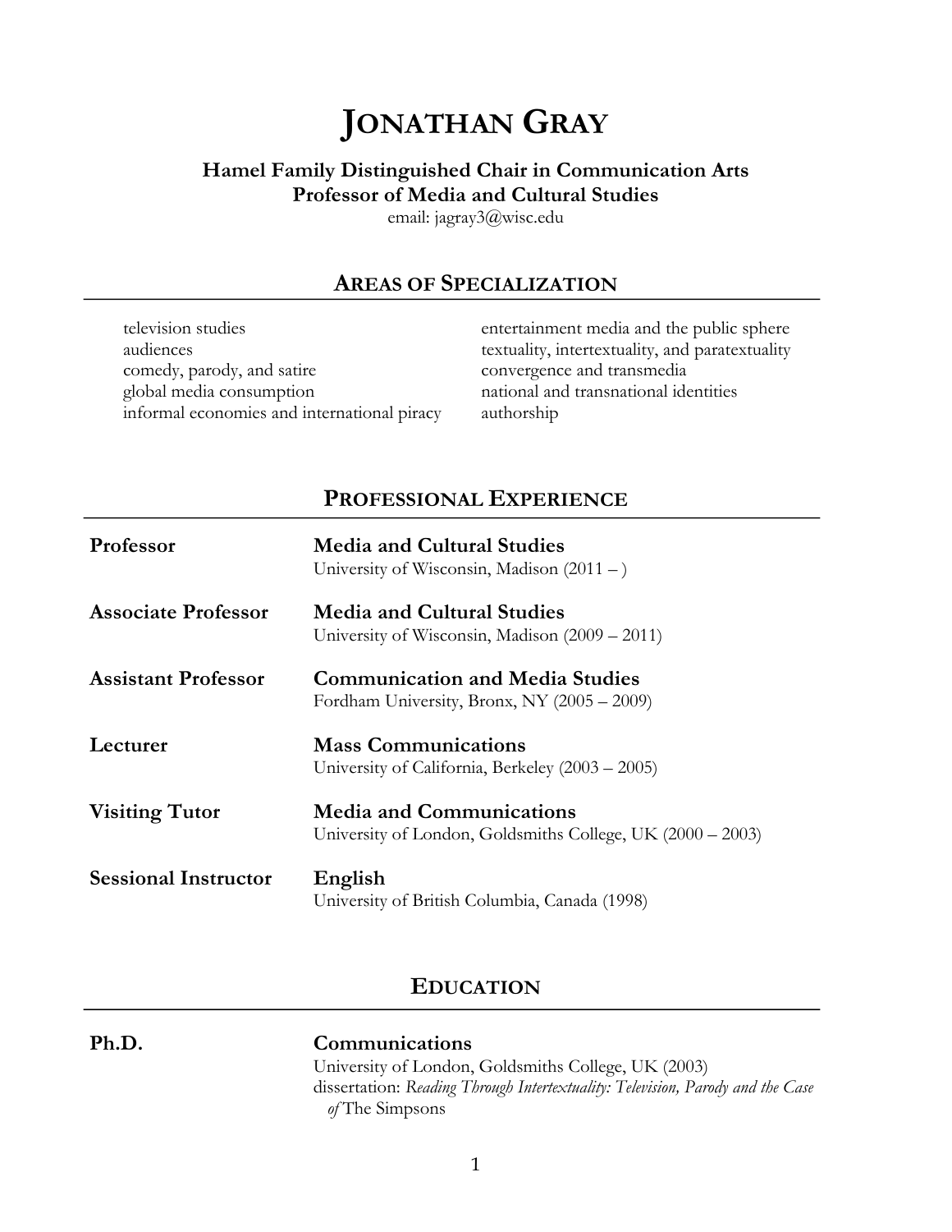# Jonathan Gray

**Hamel Family Distinguished Chair in Communication Arts**
**Professor of Media and Cultural Studies**
email: jagray3@wisc.edu

## Areas of Specialization

- television studies
- audiences
- comedy, parody, and satire
- global media consumption
- informal economies and international piracy
- entertainment media and the public sphere
- textuality, intertextuality, and paratextuality
- convergence and transmedia
- national and transnational identities
- authorship

## Professional Experience

**Professor** — **Media and Cultural Studies**
University of Wisconsin, Madison (2011 – )

**Associate Professor** — **Media and Cultural Studies**
University of Wisconsin, Madison (2009 – 2011)

**Assistant Professor** — **Communication and Media Studies**
Fordham University, Bronx, NY (2005 – 2009)

**Lecturer** — **Mass Communications**
University of California, Berkeley (2003 – 2005)

**Visiting Tutor** — **Media and Communications**
University of London, Goldsmiths College, UK (2000 – 2003)

**Sessional Instructor** — **English**
University of British Columbia, Canada (1998)

## Education

**Ph.D.** — **Communications**
University of London, Goldsmiths College, UK (2003)
dissertation: *Reading Through Intertextuality: Television, Parody and the Case of* The Simpsons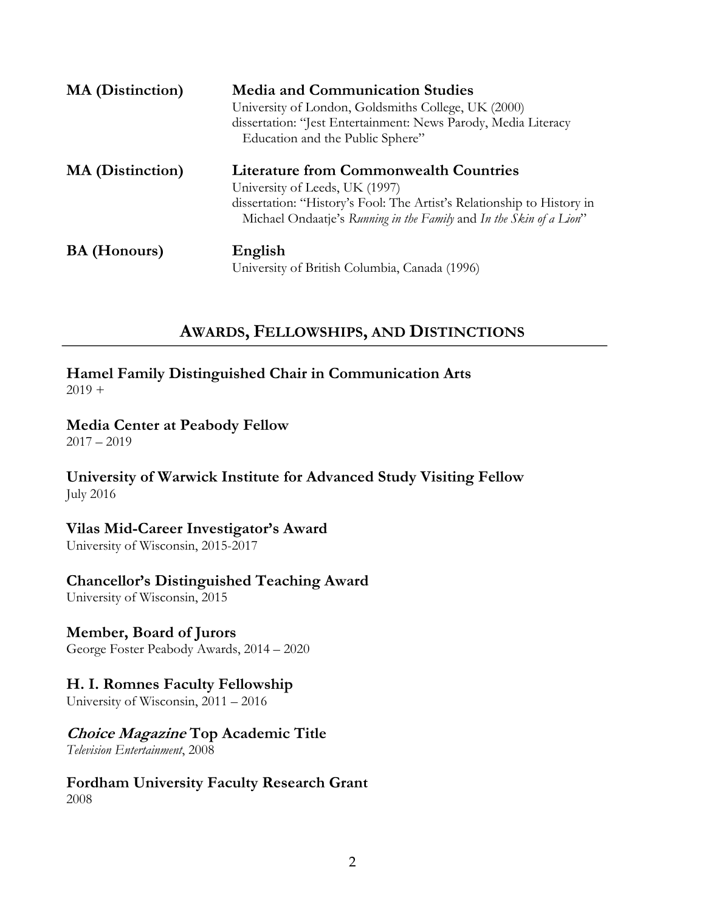**MA (Distinction)** **Media and Communication Studies**
University of London, Goldsmiths College, UK (2000)
dissertation: "Jest Entertainment: News Parody, Media Literacy Education and the Public Sphere"

**MA (Distinction)** **Literature from Commonwealth Countries**
University of Leeds, UK (1997)
dissertation: "History's Fool: The Artist's Relationship to History in Michael Ondaatje's *Running in the Family* and *In the Skin of a Lion*"

**BA (Honours)** **English**
University of British Columbia, Canada (1996)

## AWARDS, FELLOWSHIPS, AND DISTINCTIONS

**Hamel Family Distinguished Chair in Communication Arts**
2019 +

**Media Center at Peabody Fellow**
2017 – 2019

**University of Warwick Institute for Advanced Study Visiting Fellow**
July 2016

**Vilas Mid-Career Investigator's Award**
University of Wisconsin, 2015-2017

**Chancellor's Distinguished Teaching Award**
University of Wisconsin, 2015

**Member, Board of Jurors**
George Foster Peabody Awards, 2014 – 2020

**H. I. Romnes Faculty Fellowship**
University of Wisconsin, 2011 – 2016

***Choice Magazine* Top Academic Title**
*Television Entertainment*, 2008

**Fordham University Faculty Research Grant**
2008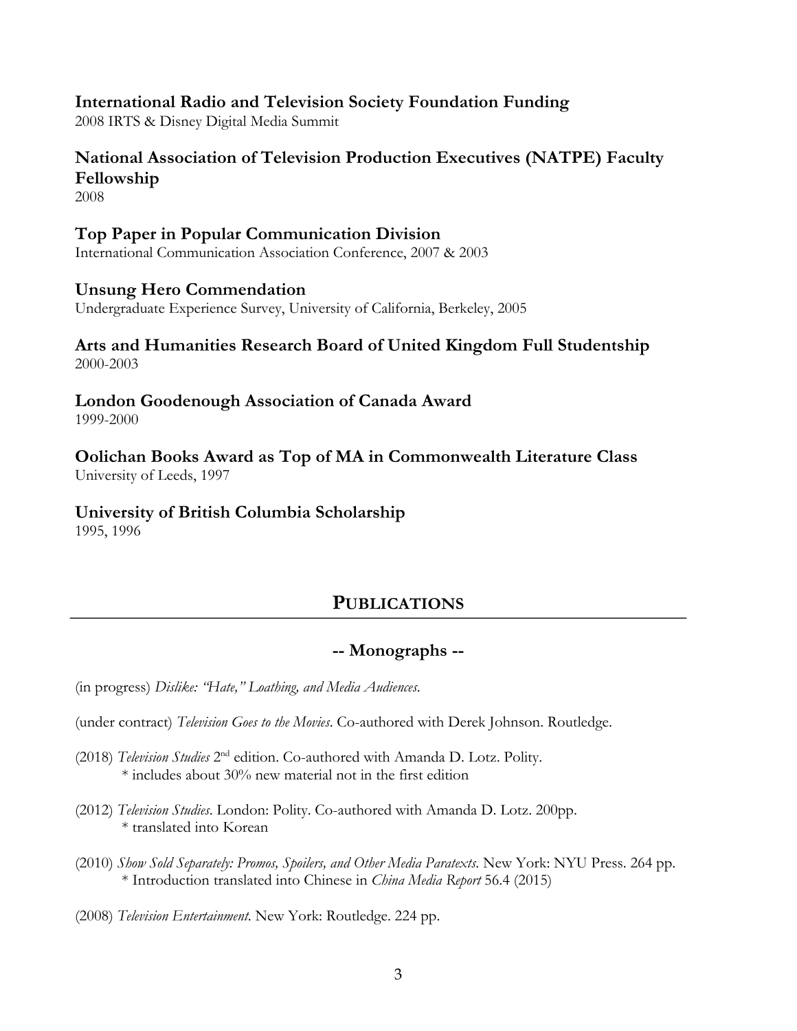**International Radio and Television Society Foundation Funding**
2008 IRTS & Disney Digital Media Summit

**National Association of Television Production Executives (NATPE) Faculty Fellowship**
2008

**Top Paper in Popular Communication Division**
International Communication Association Conference, 2007 & 2003

**Unsung Hero Commendation**
Undergraduate Experience Survey, University of California, Berkeley, 2005

**Arts and Humanities Research Board of United Kingdom Full Studentship**
2000-2003

**London Goodenough Association of Canada Award**
1999-2000

**Oolichan Books Award as Top of MA in Commonwealth Literature Class**
University of Leeds, 1997

**University of British Columbia Scholarship**
1995, 1996

## PUBLICATIONS

### -- Monographs --

(in progress) *Dislike: "Hate," Loathing, and Media Audiences*.

(under contract) *Television Goes to the Movies*. Co-authored with Derek Johnson. Routledge.

(2018) *Television Studies* 2nd edition. Co-authored with Amanda D. Lotz. Polity.
 * includes about 30% new material not in the first edition

(2012) *Television Studies*. London: Polity. Co-authored with Amanda D. Lotz. 200pp.
 * translated into Korean

(2010) *Show Sold Separately: Promos, Spoilers, and Other Media Paratexts*. New York: NYU Press. 264 pp.
 * Introduction translated into Chinese in *China Media Report* 56.4 (2015)

(2008) *Television Entertainment*. New York: Routledge. 224 pp.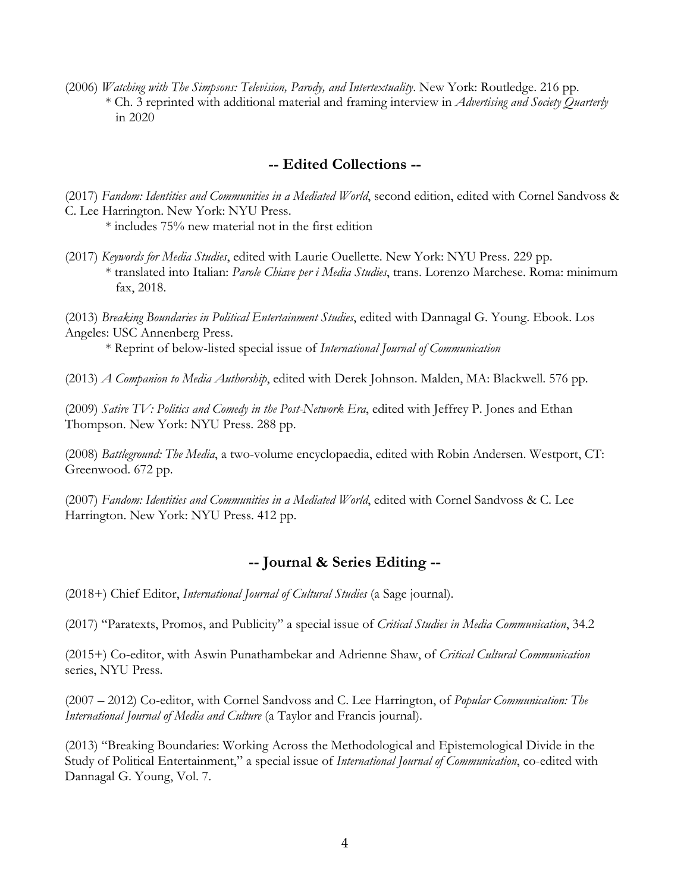(2006) *Watching with The Simpsons: Television, Parody, and Intertextuality*. New York: Routledge. 216 pp.
  * Ch. 3 reprinted with additional material and framing interview in *Advertising and Society Quarterly* in 2020

## -- Edited Collections --

(2017) *Fandom: Identities and Communities in a Mediated World*, second edition, edited with Cornel Sandvoss & C. Lee Harrington. New York: NYU Press.
  * includes 75% new material not in the first edition

(2017) *Keywords for Media Studies*, edited with Laurie Ouellette. New York: NYU Press. 229 pp.
  * translated into Italian: *Parole Chiave per i Media Studies*, trans. Lorenzo Marchese. Roma: minimum fax, 2018.

(2013) *Breaking Boundaries in Political Entertainment Studies*, edited with Dannagal G. Young. Ebook. Los Angeles: USC Annenberg Press.
  * Reprint of below-listed special issue of *International Journal of Communication*

(2013) *A Companion to Media Authorship*, edited with Derek Johnson. Malden, MA: Blackwell. 576 pp.

(2009) *Satire TV: Politics and Comedy in the Post-Network Era*, edited with Jeffrey P. Jones and Ethan Thompson. New York: NYU Press. 288 pp.

(2008) *Battleground: The Media*, a two-volume encyclopaedia, edited with Robin Andersen. Westport, CT: Greenwood. 672 pp.

(2007) *Fandom: Identities and Communities in a Mediated World*, edited with Cornel Sandvoss & C. Lee Harrington. New York: NYU Press. 412 pp.

## -- Journal & Series Editing --

(2018+) Chief Editor, *International Journal of Cultural Studies* (a Sage journal).

(2017) "Paratexts, Promos, and Publicity" a special issue of *Critical Studies in Media Communication*, 34.2

(2015+) Co-editor, with Aswin Punathambekar and Adrienne Shaw, of *Critical Cultural Communication* series, NYU Press.

(2007 – 2012) Co-editor, with Cornel Sandvoss and C. Lee Harrington, of *Popular Communication: The International Journal of Media and Culture* (a Taylor and Francis journal).

(2013) "Breaking Boundaries: Working Across the Methodological and Epistemological Divide in the Study of Political Entertainment," a special issue of *International Journal of Communication*, co-edited with Dannagal G. Young, Vol. 7.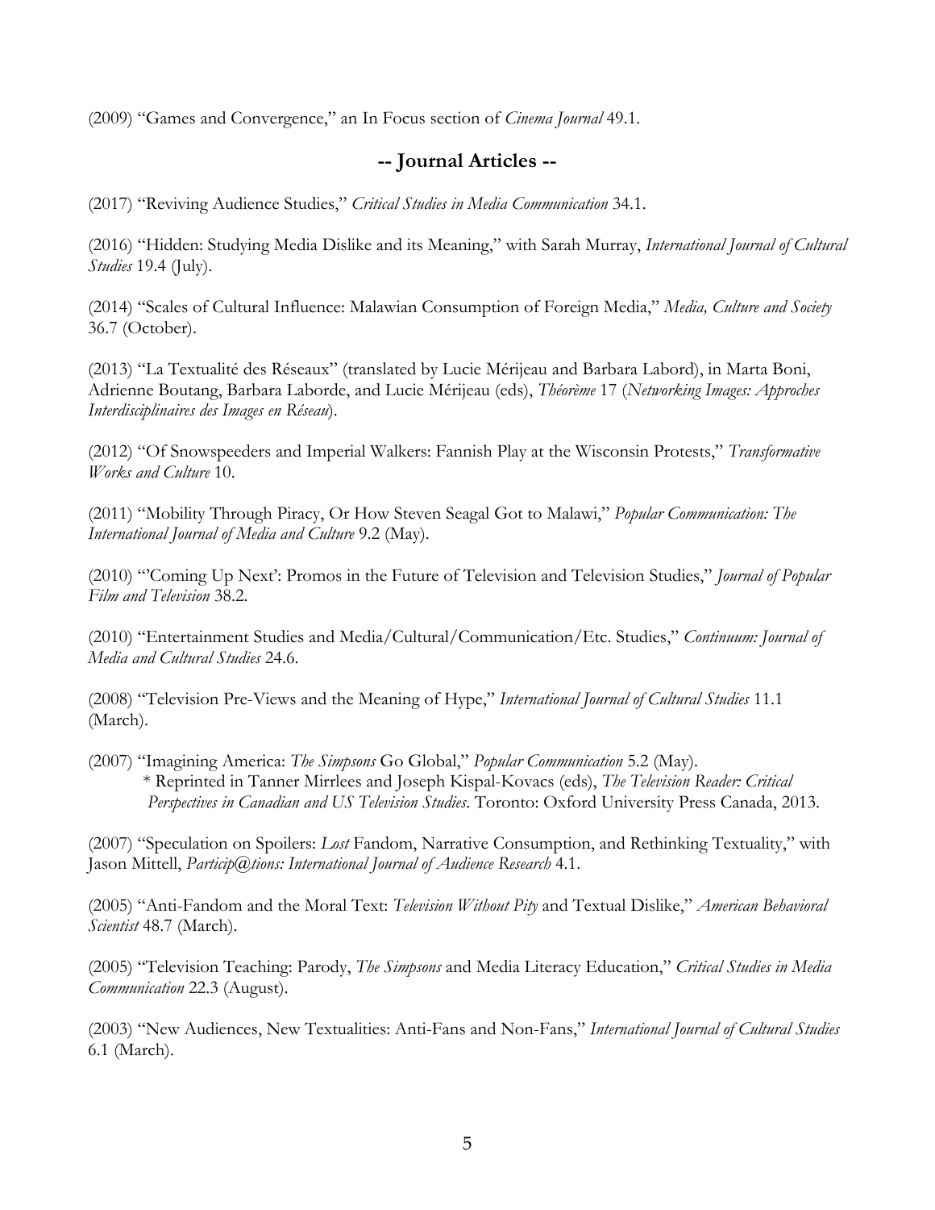(2009) "Games and Convergence," an In Focus section of *Cinema Journal* 49.1.

## -- Journal Articles --

(2017) "Reviving Audience Studies," *Critical Studies in Media Communication* 34.1.

(2016) "Hidden: Studying Media Dislike and its Meaning," with Sarah Murray, *International Journal of Cultural Studies* 19.4 (July).

(2014) "Scales of Cultural Influence: Malawian Consumption of Foreign Media," *Media, Culture and Society* 36.7 (October).

(2013) "La Textualité des Réseaux" (translated by Lucie Mérijeau and Barbara Labord), in Marta Boni, Adrienne Boutang, Barbara Laborde, and Lucie Mérijeau (eds), *Théorème* 17 (*Networking Images: Approches Interdisciplinaires des Images en Réseau*).

(2012) "Of Snowspeeders and Imperial Walkers: Fannish Play at the Wisconsin Protests," *Transformative Works and Culture* 10.

(2011) "Mobility Through Piracy, Or How Steven Seagal Got to Malawi," *Popular Communication: The International Journal of Media and Culture* 9.2 (May).

(2010) "'Coming Up Next': Promos in the Future of Television and Television Studies," *Journal of Popular Film and Television* 38.2.

(2010) "Entertainment Studies and Media/Cultural/Communication/Etc. Studies," *Continuum: Journal of Media and Cultural Studies* 24.6.

(2008) "Television Pre-Views and the Meaning of Hype," *International Journal of Cultural Studies* 11.1 (March).

(2007) "Imagining America: *The Simpsons* Go Global," *Popular Communication* 5.2 (May).
  * Reprinted in Tanner Mirrlees and Joseph Kispal-Kovacs (eds), *The Television Reader: Critical Perspectives in Canadian and US Television Studies*. Toronto: Oxford University Press Canada, 2013.

(2007) "Speculation on Spoilers: *Lost* Fandom, Narrative Consumption, and Rethinking Textuality," with Jason Mittell, *Particip@tions: International Journal of Audience Research* 4.1.

(2005) "Anti-Fandom and the Moral Text: *Television Without Pity* and Textual Dislike," *American Behavioral Scientist* 48.7 (March).

(2005) "Television Teaching: Parody, *The Simpsons* and Media Literacy Education," *Critical Studies in Media Communication* 22.3 (August).

(2003) "New Audiences, New Textualities: Anti-Fans and Non-Fans," *International Journal of Cultural Studies* 6.1 (March).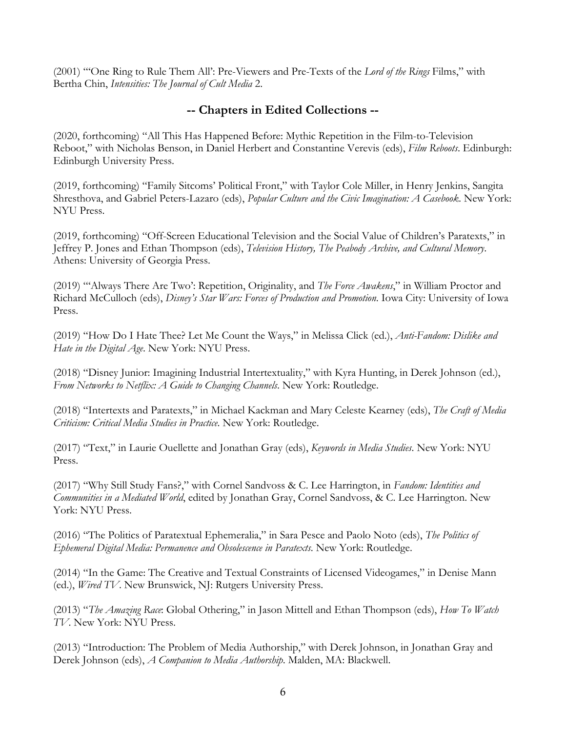(2001) "'One Ring to Rule Them All': Pre-Viewers and Pre-Texts of the *Lord of the Rings* Films," with Bertha Chin, *Intensities: The Journal of Cult Media* 2.

## -- Chapters in Edited Collections --

(2020, forthcoming) "All This Has Happened Before: Mythic Repetition in the Film-to-Television Reboot," with Nicholas Benson, in Daniel Herbert and Constantine Verevis (eds), *Film Reboots*. Edinburgh: Edinburgh University Press.

(2019, forthcoming) "Family Sitcoms' Political Front," with Taylor Cole Miller, in Henry Jenkins, Sangita Shresthova, and Gabriel Peters-Lazaro (eds), *Popular Culture and the Civic Imagination: A Casebook*. New York: NYU Press.

(2019, forthcoming) "Off-Screen Educational Television and the Social Value of Children's Paratexts," in Jeffrey P. Jones and Ethan Thompson (eds), *Television History, The Peabody Archive, and Cultural Memory*. Athens: University of Georgia Press.

(2019) "'Always There Are Two': Repetition, Originality, and *The Force Awakens*," in William Proctor and Richard McCulloch (eds), *Disney's Star Wars: Forces of Production and Promotion*. Iowa City: University of Iowa Press.

(2019) "How Do I Hate Thee? Let Me Count the Ways," in Melissa Click (ed.), *Anti-Fandom: Dislike and Hate in the Digital Age*. New York: NYU Press.

(2018) "Disney Junior: Imagining Industrial Intertextuality," with Kyra Hunting, in Derek Johnson (ed.), *From Networks to Netflix: A Guide to Changing Channels*. New York: Routledge.

(2018) "Intertexts and Paratexts," in Michael Kackman and Mary Celeste Kearney (eds), *The Craft of Media Criticism: Critical Media Studies in Practice*. New York: Routledge.

(2017) "Text," in Laurie Ouellette and Jonathan Gray (eds), *Keywords in Media Studies*. New York: NYU Press.

(2017) "Why Still Study Fans?," with Cornel Sandvoss & C. Lee Harrington, in *Fandom: Identities and Communities in a Mediated World*, edited by Jonathan Gray, Cornel Sandvoss, & C. Lee Harrington. New York: NYU Press.

(2016) "The Politics of Paratextual Ephemeralia," in Sara Pesce and Paolo Noto (eds), *The Politics of Ephemeral Digital Media: Permanence and Obsolescence in Paratexts*. New York: Routledge.

(2014) "In the Game: The Creative and Textual Constraints of Licensed Videogames," in Denise Mann (ed.), *Wired TV*. New Brunswick, NJ: Rutgers University Press.

(2013) "*The Amazing Race*: Global Othering," in Jason Mittell and Ethan Thompson (eds), *How To Watch TV*. New York: NYU Press.

(2013) "Introduction: The Problem of Media Authorship," with Derek Johnson, in Jonathan Gray and Derek Johnson (eds), *A Companion to Media Authorship*. Malden, MA: Blackwell.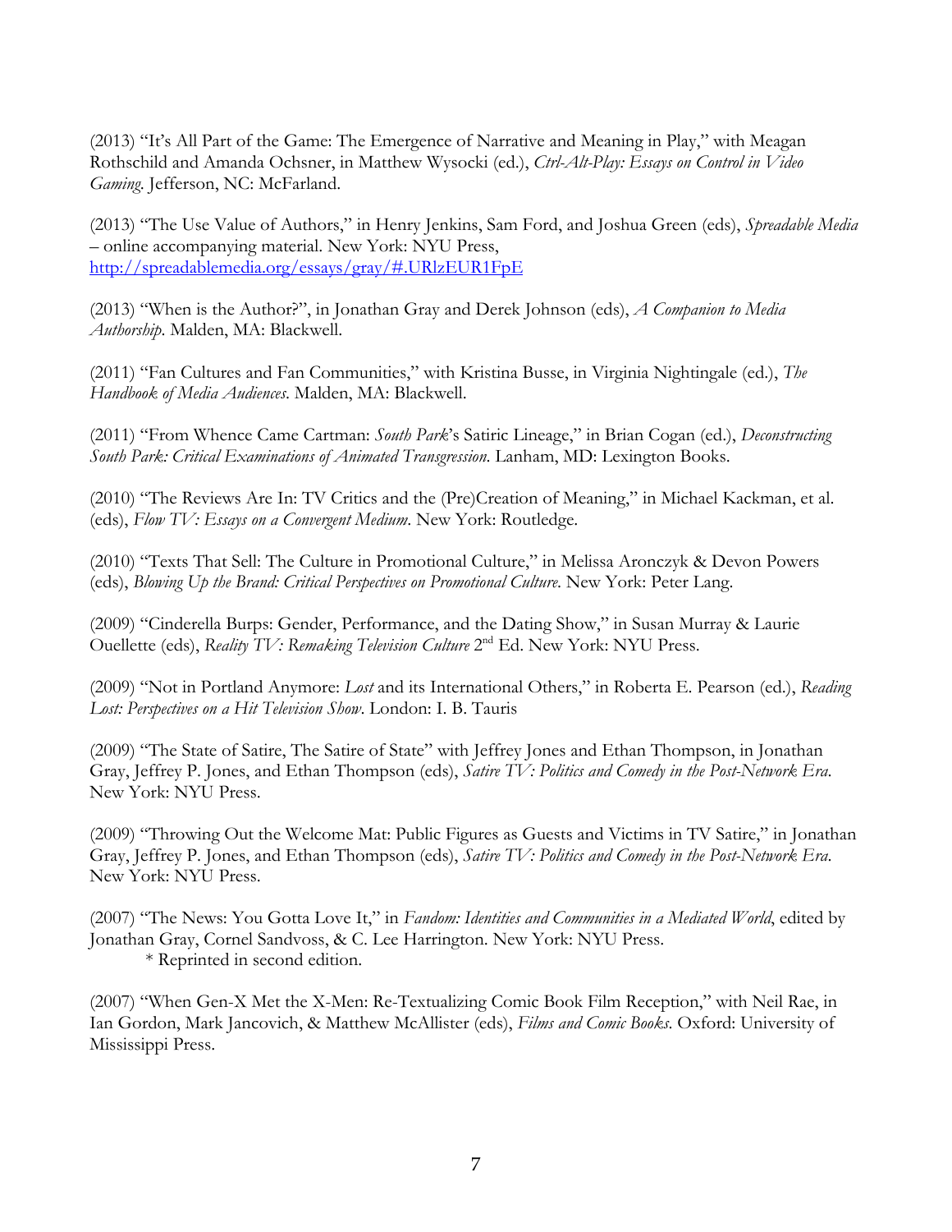(2013) "It's All Part of the Game: The Emergence of Narrative and Meaning in Play," with Meagan Rothschild and Amanda Ochsner, in Matthew Wysocki (ed.), *Ctrl-Alt-Play: Essays on Control in Video Gaming*. Jefferson, NC: McFarland.

(2013) "The Use Value of Authors," in Henry Jenkins, Sam Ford, and Joshua Green (eds), *Spreadable Media* – online accompanying material. New York: NYU Press, http://spreadablemedia.org/essays/gray/#.URlzEUR1FpE

(2013) "When is the Author?", in Jonathan Gray and Derek Johnson (eds), *A Companion to Media Authorship*. Malden, MA: Blackwell.

(2011) "Fan Cultures and Fan Communities," with Kristina Busse, in Virginia Nightingale (ed.), *The Handbook of Media Audiences*. Malden, MA: Blackwell.

(2011) "From Whence Came Cartman: *South Park*'s Satiric Lineage," in Brian Cogan (ed.), *Deconstructing South Park: Critical Examinations of Animated Transgression*. Lanham, MD: Lexington Books.

(2010) "The Reviews Are In: TV Critics and the (Pre)Creation of Meaning," in Michael Kackman, et al. (eds), *Flow TV: Essays on a Convergent Medium*. New York: Routledge.

(2010) "Texts That Sell: The Culture in Promotional Culture," in Melissa Aronczyk & Devon Powers (eds), *Blowing Up the Brand: Critical Perspectives on Promotional Culture*. New York: Peter Lang.

(2009) "Cinderella Burps: Gender, Performance, and the Dating Show," in Susan Murray & Laurie Ouellette (eds), *Reality TV: Remaking Television Culture* 2nd Ed. New York: NYU Press.

(2009) "Not in Portland Anymore: *Lost* and its International Others," in Roberta E. Pearson (ed.), *Reading Lost: Perspectives on a Hit Television Show*. London: I. B. Tauris

(2009) "The State of Satire, The Satire of State" with Jeffrey Jones and Ethan Thompson, in Jonathan Gray, Jeffrey P. Jones, and Ethan Thompson (eds), *Satire TV: Politics and Comedy in the Post-Network Era*. New York: NYU Press.

(2009) "Throwing Out the Welcome Mat: Public Figures as Guests and Victims in TV Satire," in Jonathan Gray, Jeffrey P. Jones, and Ethan Thompson (eds), *Satire TV: Politics and Comedy in the Post-Network Era*. New York: NYU Press.

(2007) "The News: You Gotta Love It," in *Fandom: Identities and Communities in a Mediated World*, edited by Jonathan Gray, Cornel Sandvoss, & C. Lee Harrington. New York: NYU Press.
 * Reprinted in second edition.

(2007) "When Gen-X Met the X-Men: Re-Textualizing Comic Book Film Reception," with Neil Rae, in Ian Gordon, Mark Jancovich, & Matthew McAllister (eds), *Films and Comic Books*. Oxford: University of Mississippi Press.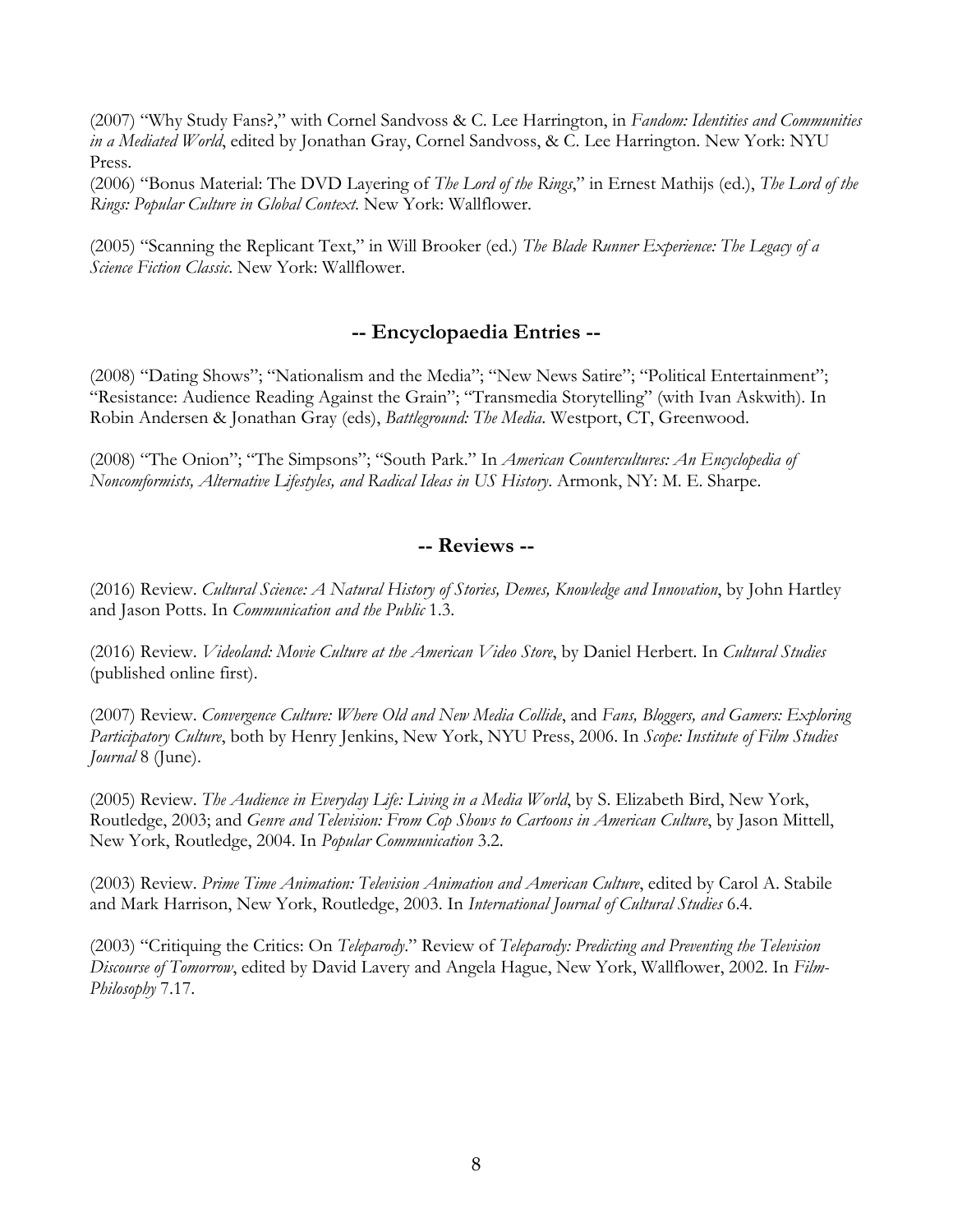(2007) "Why Study Fans?," with Cornel Sandvoss & C. Lee Harrington, in *Fandom: Identities and Communities in a Mediated World*, edited by Jonathan Gray, Cornel Sandvoss, & C. Lee Harrington. New York: NYU Press.

(2006) "Bonus Material: The DVD Layering of *The Lord of the Rings*," in Ernest Mathijs (ed.), *The Lord of the Rings: Popular Culture in Global Context*. New York: Wallflower.

(2005) "Scanning the Replicant Text," in Will Brooker (ed.) *The Blade Runner Experience: The Legacy of a Science Fiction Classic*. New York: Wallflower.

## -- Encyclopaedia Entries --

(2008) "Dating Shows"; "Nationalism and the Media"; "New News Satire"; "Political Entertainment"; "Resistance: Audience Reading Against the Grain"; "Transmedia Storytelling" (with Ivan Askwith). In Robin Andersen & Jonathan Gray (eds), *Battleground: The Media*. Westport, CT, Greenwood.

(2008) "The Onion"; "The Simpsons"; "South Park." In *American Countercultures: An Encyclopedia of Noncomformists, Alternative Lifestyles, and Radical Ideas in US History*. Armonk, NY: M. E. Sharpe.

## -- Reviews --

(2016) Review. *Cultural Science: A Natural History of Stories, Demes, Knowledge and Innovation*, by John Hartley and Jason Potts. In *Communication and the Public* 1.3.

(2016) Review. *Videoland: Movie Culture at the American Video Store*, by Daniel Herbert. In *Cultural Studies* (published online first).

(2007) Review. *Convergence Culture: Where Old and New Media Collide*, and *Fans, Bloggers, and Gamers: Exploring Participatory Culture*, both by Henry Jenkins, New York, NYU Press, 2006. In *Scope: Institute of Film Studies Journal* 8 (June).

(2005) Review. *The Audience in Everyday Life: Living in a Media World*, by S. Elizabeth Bird, New York, Routledge, 2003; and *Genre and Television: From Cop Shows to Cartoons in American Culture*, by Jason Mittell, New York, Routledge, 2004. In *Popular Communication* 3.2.

(2003) Review. *Prime Time Animation: Television Animation and American Culture*, edited by Carol A. Stabile and Mark Harrison, New York, Routledge, 2003. In *International Journal of Cultural Studies* 6.4.

(2003) "Critiquing the Critics: On *Teleparody*." Review of *Teleparody: Predicting and Preventing the Television Discourse of Tomorrow*, edited by David Lavery and Angela Hague, New York, Wallflower, 2002. In *Film-Philosophy* 7.17.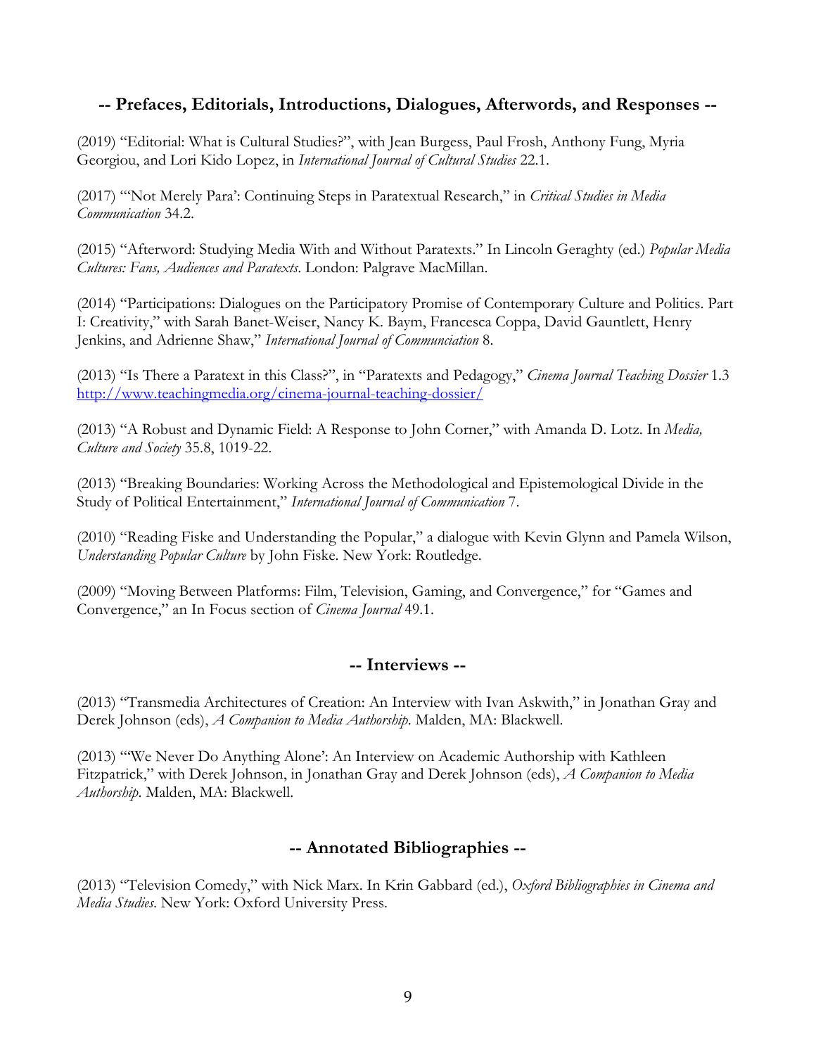## -- Prefaces, Editorials, Introductions, Dialogues, Afterwords, and Responses --

(2019) "Editorial: What is Cultural Studies?", with Jean Burgess, Paul Frosh, Anthony Fung, Myria Georgiou, and Lori Kido Lopez, in *International Journal of Cultural Studies* 22.1.

(2017) "'Not Merely Para': Continuing Steps in Paratextual Research," in *Critical Studies in Media Communication* 34.2.

(2015) "Afterword: Studying Media With and Without Paratexts." In Lincoln Geraghty (ed.) *Popular Media Cultures: Fans, Audiences and Paratexts*. London: Palgrave MacMillan.

(2014) "Participations: Dialogues on the Participatory Promise of Contemporary Culture and Politics. Part I: Creativity," with Sarah Banet-Weiser, Nancy K. Baym, Francesca Coppa, David Gauntlett, Henry Jenkins, and Adrienne Shaw," *International Journal of Communciation* 8.

(2013) "Is There a Paratext in this Class?", in "Paratexts and Pedagogy," *Cinema Journal Teaching Dossier* 1.3 http://www.teachingmedia.org/cinema-journal-teaching-dossier/

(2013) "A Robust and Dynamic Field: A Response to John Corner," with Amanda D. Lotz. In *Media, Culture and Society* 35.8, 1019-22.

(2013) "Breaking Boundaries: Working Across the Methodological and Epistemological Divide in the Study of Political Entertainment," *International Journal of Communication* 7.

(2010) "Reading Fiske and Understanding the Popular," a dialogue with Kevin Glynn and Pamela Wilson, *Understanding Popular Culture* by John Fiske. New York: Routledge.

(2009) "Moving Between Platforms: Film, Television, Gaming, and Convergence," for "Games and Convergence," an In Focus section of *Cinema Journal* 49.1.

## -- Interviews --

(2013) "Transmedia Architectures of Creation: An Interview with Ivan Askwith," in Jonathan Gray and Derek Johnson (eds), *A Companion to Media Authorship*. Malden, MA: Blackwell.

(2013) "'We Never Do Anything Alone': An Interview on Academic Authorship with Kathleen Fitzpatrick," with Derek Johnson, in Jonathan Gray and Derek Johnson (eds), *A Companion to Media Authorship*. Malden, MA: Blackwell.

## -- Annotated Bibliographies --

(2013) "Television Comedy," with Nick Marx. In Krin Gabbard (ed.), *Oxford Bibliographies in Cinema and Media Studies*. New York: Oxford University Press.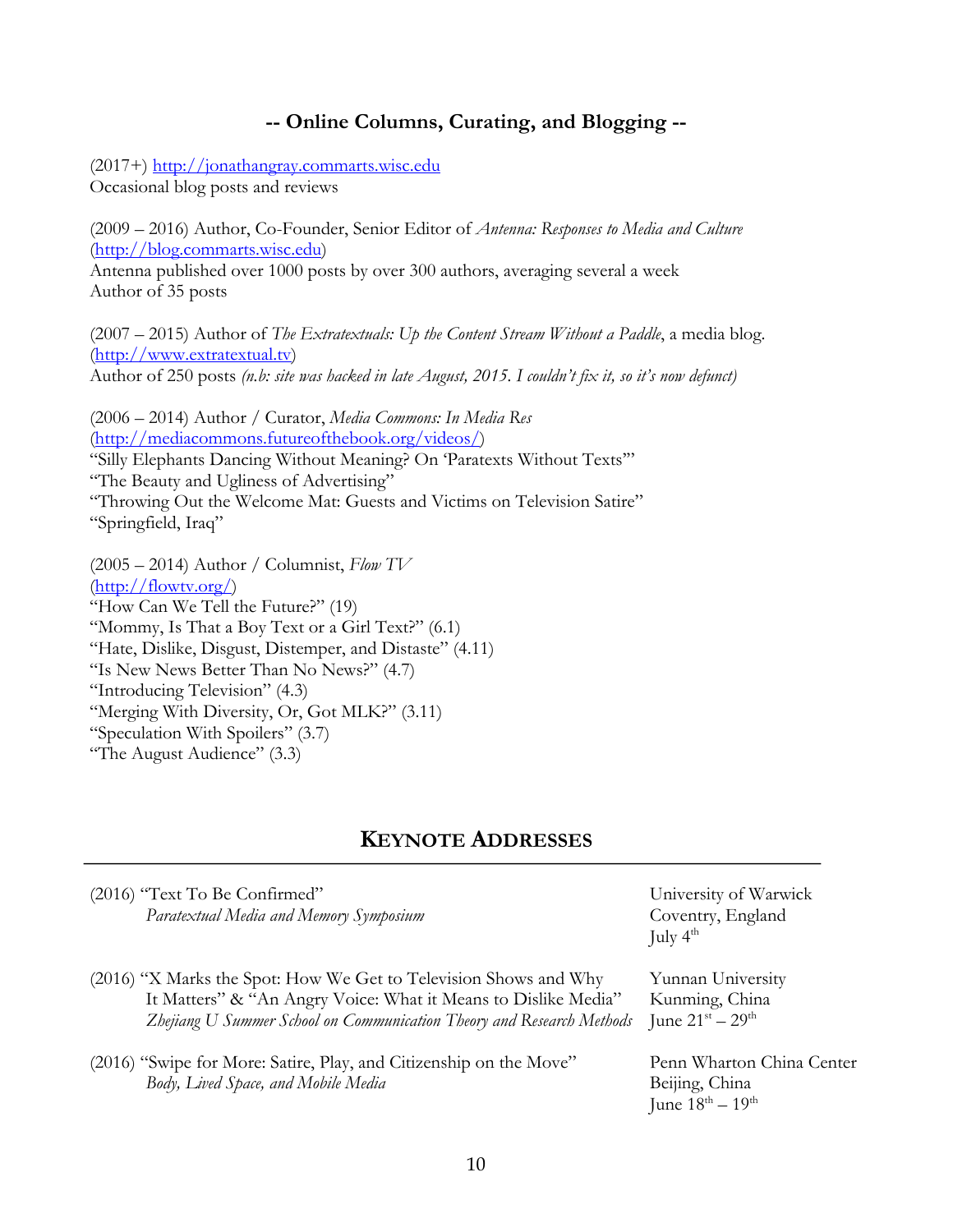## -- Online Columns, Curating, and Blogging --

(2017+) http://jonathangray.commarts.wisc.edu
Occasional blog posts and reviews

(2009 – 2016) Author, Co-Founder, Senior Editor of *Antenna: Responses to Media and Culture* (http://blog.commarts.wisc.edu)
Antenna published over 1000 posts by over 300 authors, averaging several a week
Author of 35 posts

(2007 – 2015) Author of *The Extratextuals: Up the Content Stream Without a Paddle*, a media blog. (http://www.extratextual.tv)
Author of 250 posts *(n.b: site was hacked in late August, 2015. I couldn't fix it, so it's now defunct)*

(2006 – 2014) Author / Curator, *Media Commons: In Media Res* (http://mediacommons.futureofthebook.org/videos/)
"Silly Elephants Dancing Without Meaning? On 'Paratexts Without Texts'"
"The Beauty and Ugliness of Advertising"
"Throwing Out the Welcome Mat: Guests and Victims on Television Satire"
"Springfield, Iraq"

(2005 – 2014) Author / Columnist, *Flow TV* (http://flowtv.org/)
"How Can We Tell the Future?" (19)
"Mommy, Is That a Boy Text or a Girl Text?" (6.1)
"Hate, Dislike, Disgust, Distemper, and Distaste" (4.11)
"Is New News Better Than No News?" (4.7)
"Introducing Television" (4.3)
"Merging With Diversity, Or, Got MLK?" (3.11)
"Speculation With Spoilers" (3.7)
"The August Audience" (3.3)

# KEYNOTE ADDRESSES

(2016) "Text To Be Confirmed"
*Paratextual Media and Memory Symposium*
University of Warwick, Coventry, England, July 4th

(2016) "X Marks the Spot: How We Get to Television Shows and Why It Matters" & "An Angry Voice: What it Means to Dislike Media"
*Zhejiang U Summer School on Communication Theory and Research Methods*
Yunnan University, Kunming, China, June 21st – 29th

(2016) "Swipe for More: Satire, Play, and Citizenship on the Move"
*Body, Lived Space, and Mobile Media*
Penn Wharton China Center, Beijing, China, June 18th – 19th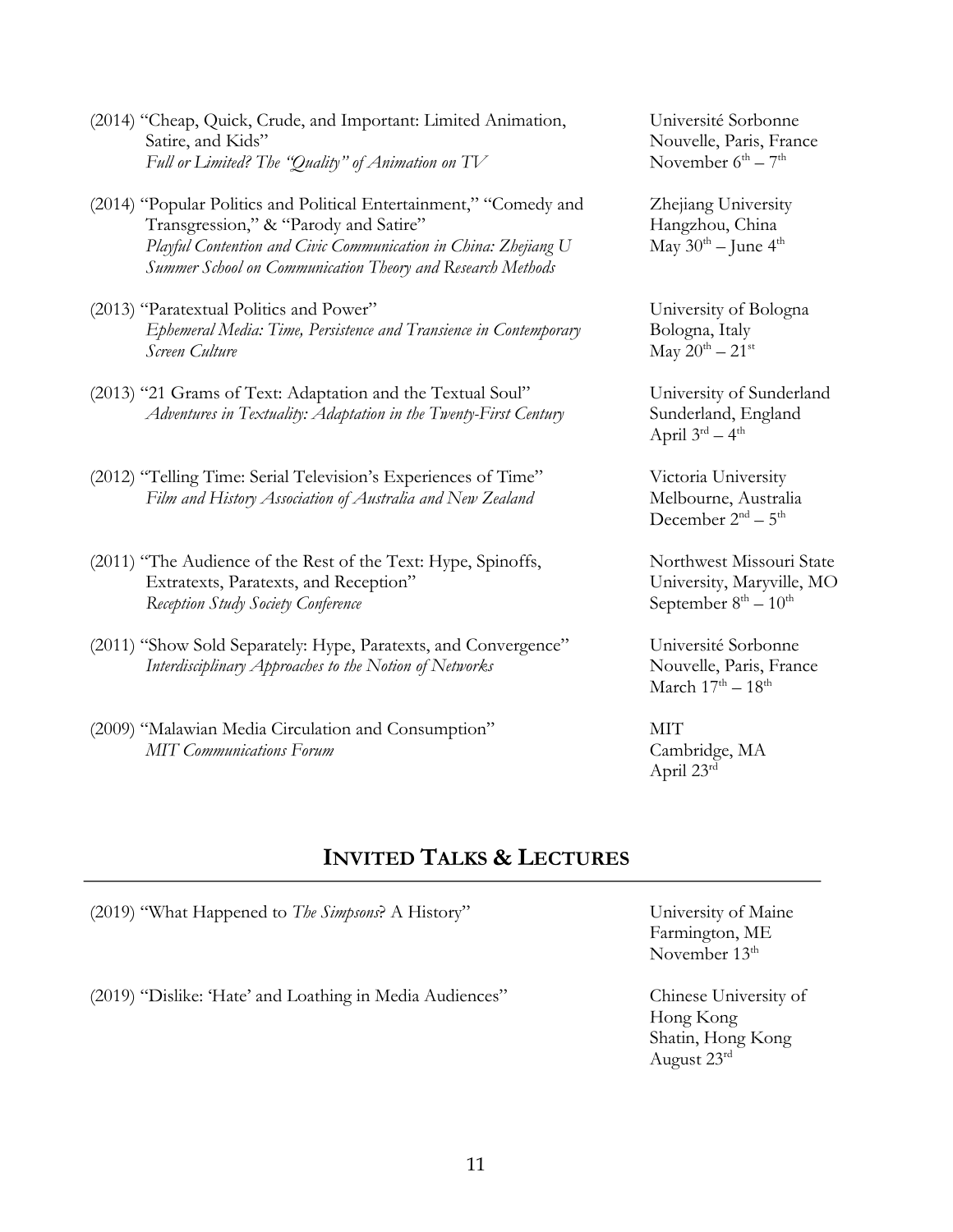(2014) "Cheap, Quick, Crude, and Important: Limited Animation, Satire, and Kids"
*Full or Limited? The "Quality" of Animation on TV*
Université Sorbonne Nouvelle, Paris, France
November 6th – 7th

(2014) "Popular Politics and Political Entertainment," "Comedy and Transgression," & "Parody and Satire"
*Playful Contention and Civic Communication in China: Zhejiang U Summer School on Communication Theory and Research Methods*
Zhejiang University
Hangzhou, China
May 30th – June 4th

(2013) "Paratextual Politics and Power"
*Ephemeral Media: Time, Persistence and Transience in Contemporary Screen Culture*
University of Bologna
Bologna, Italy
May 20th – 21st

(2013) "21 Grams of Text: Adaptation and the Textual Soul"
*Adventures in Textuality: Adaptation in the Twenty-First Century*
University of Sunderland
Sunderland, England
April 3rd – 4th

(2012) "Telling Time: Serial Television's Experiences of Time"
*Film and History Association of Australia and New Zealand*
Victoria University
Melbourne, Australia
December 2nd – 5th

(2011) "The Audience of the Rest of the Text: Hype, Spinoffs, Extratexts, Paratexts, and Reception"
*Reception Study Society Conference*
Northwest Missouri State University, Maryville, MO
September 8th – 10th

(2011) "Show Sold Separately: Hype, Paratexts, and Convergence"
*Interdisciplinary Approaches to the Notion of Networks*
Université Sorbonne Nouvelle, Paris, France
March 17th – 18th

(2009) "Malawian Media Circulation and Consumption"
*MIT Communications Forum*
MIT
Cambridge, MA
April 23rd

## INVITED TALKS & LECTURES

(2019) "What Happened to *The Simpsons*? A History"
University of Maine
Farmington, ME
November 13th

(2019) "Dislike: 'Hate' and Loathing in Media Audiences"
Chinese University of Hong Kong
Shatin, Hong Kong
August 23rd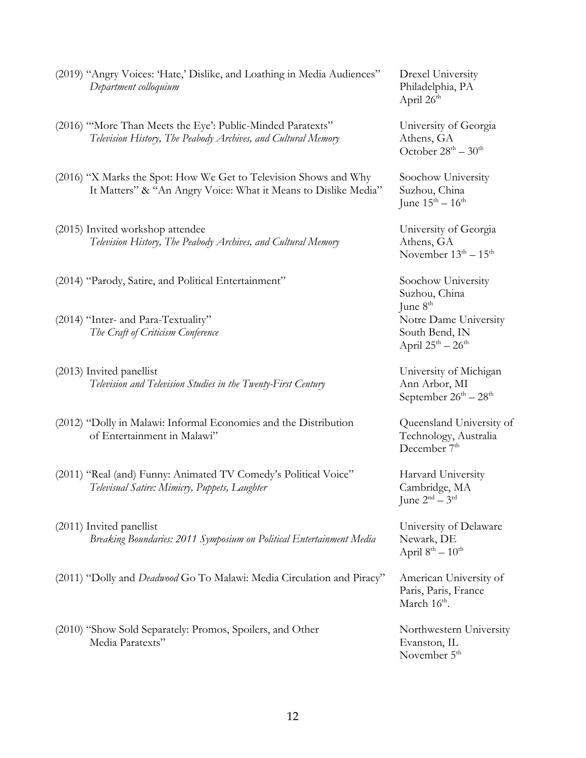(2019) "Angry Voices: 'Hate,' Dislike, and Loathing in Media Audiences"
*Department colloquium*
Drexel University
Philadelphia, PA
April 26th

(2016) "'More Than Meets the Eye': Public-Minded Paratexts"
*Television History, The Peabody Archives, and Cultural Memory*
University of Georgia
Athens, GA
October 28th – 30th

(2016) "X Marks the Spot: How We Get to Television Shows and Why It Matters" & "An Angry Voice: What it Means to Dislike Media"
Soochow University
Suzhou, China
June 15th – 16th

(2015) Invited workshop attendee
*Television History, The Peabody Archives, and Cultural Memory*
University of Georgia
Athens, GA
November 13th – 15th

(2014) "Parody, Satire, and Political Entertainment"
Soochow University
Suzhou, China
June 8th

(2014) "Inter- and Para-Textuality"
*The Craft of Criticism Conference*
Notre Dame University
South Bend, IN
April 25th – 26th

(2013) Invited panellist
*Television and Television Studies in the Twenty-First Century*
University of Michigan
Ann Arbor, MI
September 26th – 28th

(2012) "Dolly in Malawi: Informal Economies and the Distribution of Entertainment in Malawi"
Queensland University of Technology, Australia
December 7th

(2011) "Real (and) Funny: Animated TV Comedy's Political Voice"
*Televisual Satire: Mimicry, Puppets, Laughter*
Harvard University
Cambridge, MA
June 2nd – 3rd

(2011) Invited panellist
*Breaking Boundaries: 2011 Symposium on Political Entertainment Media*
University of Delaware
Newark, DE
April 8th – 10th

(2011) "Dolly and *Deadwood* Go To Malawi: Media Circulation and Piracy"
American University of Paris, Paris, France
March 16th.

(2010) "Show Sold Separately: Promos, Spoilers, and Other Media Paratexts"
Northwestern University
Evanston, IL
November 5th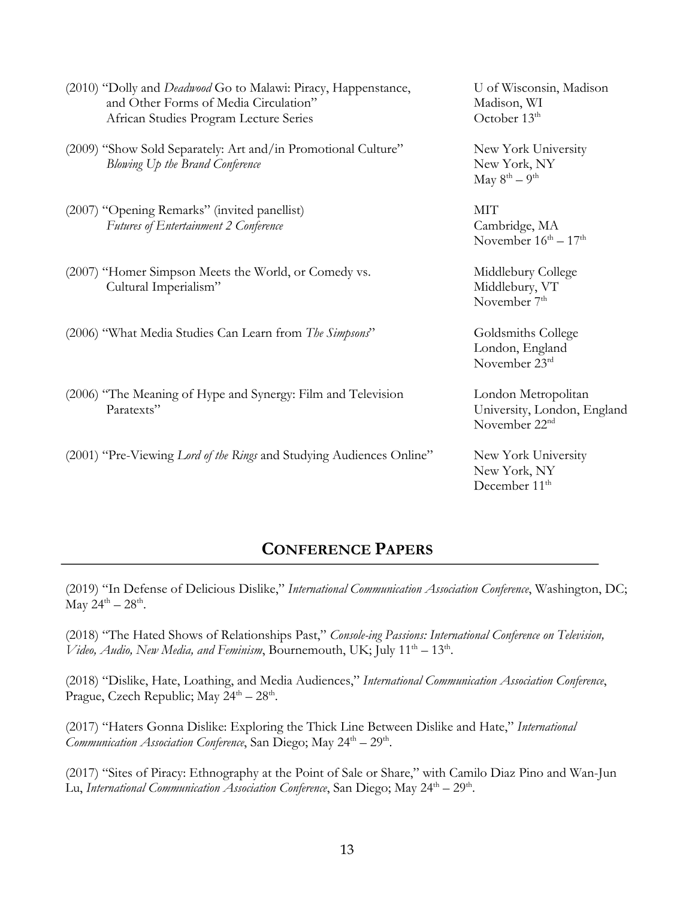(2010) "Dolly and *Deadwood* Go to Malawi: Piracy, Happenstance, and Other Forms of Media Circulation"
African Studies Program Lecture Series
U of Wisconsin, Madison
Madison, WI
October 13th

(2009) "Show Sold Separately: Art and/in Promotional Culture"
*Blowing Up the Brand Conference*
New York University
New York, NY
May 8th – 9th

(2007) "Opening Remarks" (invited panellist)
*Futures of Entertainment 2 Conference*
MIT
Cambridge, MA
November 16th – 17th

(2007) "Homer Simpson Meets the World, or Comedy vs. Cultural Imperialism"
Middlebury College
Middlebury, VT
November 7th

(2006) "What Media Studies Can Learn from *The Simpsons*"
Goldsmiths College
London, England
November 23rd

(2006) "The Meaning of Hype and Synergy: Film and Television Paratexts"
London Metropolitan University, London, England
November 22nd

(2001) "Pre-Viewing *Lord of the Rings* and Studying Audiences Online"
New York University
New York, NY
December 11th

## CONFERENCE PAPERS

(2019) "In Defense of Delicious Dislike," *International Communication Association Conference*, Washington, DC; May 24th – 28th.

(2018) "The Hated Shows of Relationships Past," *Console-ing Passions: International Conference on Television, Video, Audio, New Media, and Feminism*, Bournemouth, UK; July 11th – 13th.

(2018) "Dislike, Hate, Loathing, and Media Audiences," *International Communication Association Conference*, Prague, Czech Republic; May 24th – 28th.

(2017) "Haters Gonna Dislike: Exploring the Thick Line Between Dislike and Hate," *International Communication Association Conference*, San Diego; May 24th – 29th.

(2017) "Sites of Piracy: Ethnography at the Point of Sale or Share," with Camilo Diaz Pino and Wan-Jun Lu, *International Communication Association Conference*, San Diego; May 24th – 29th.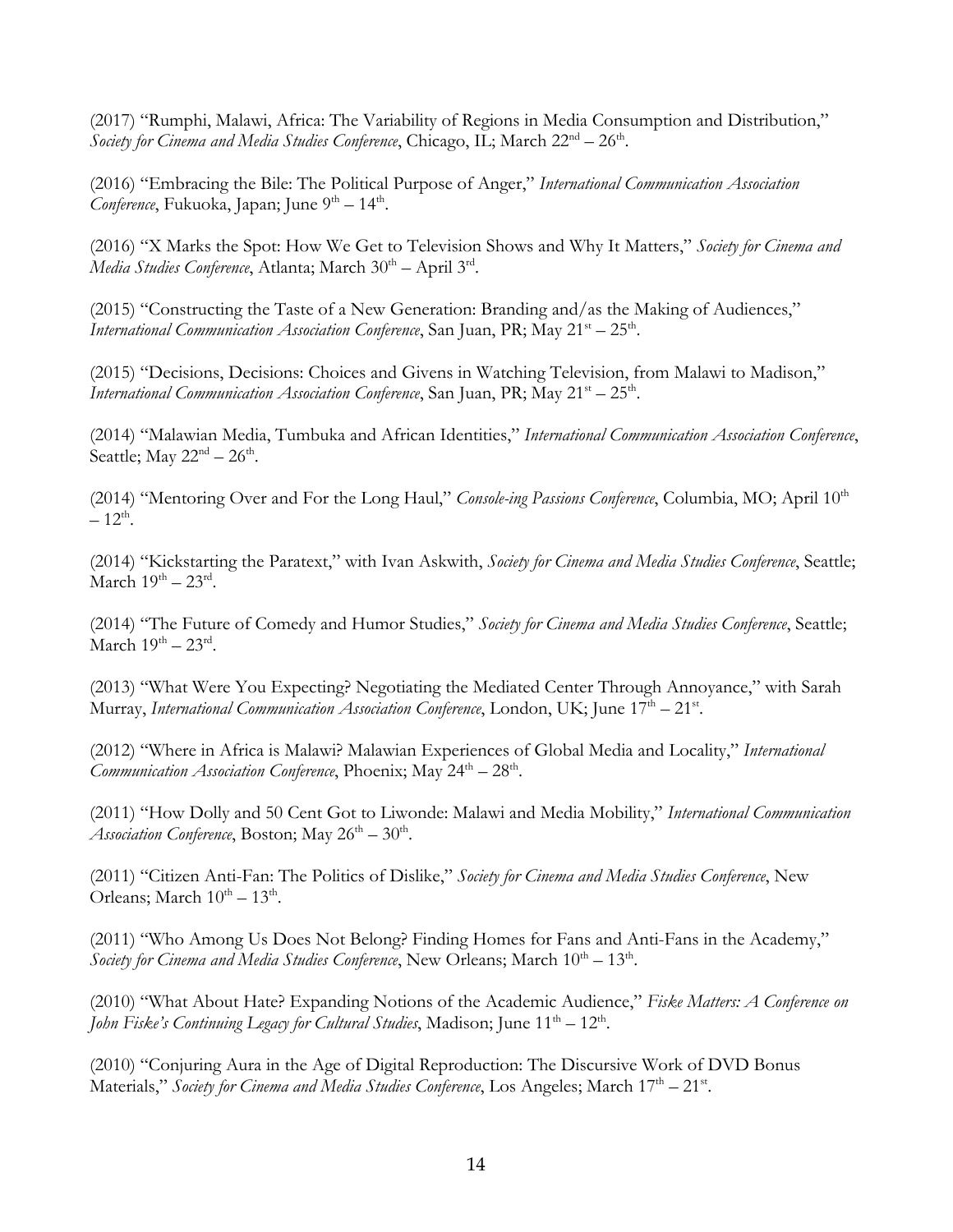(2017) "Rumphi, Malawi, Africa: The Variability of Regions in Media Consumption and Distribution," *Society for Cinema and Media Studies Conference*, Chicago, IL; March 22nd – 26th.

(2016) "Embracing the Bile: The Political Purpose of Anger," *International Communication Association Conference*, Fukuoka, Japan; June 9th – 14th.

(2016) "X Marks the Spot: How We Get to Television Shows and Why It Matters," *Society for Cinema and Media Studies Conference*, Atlanta; March 30th – April 3rd.

(2015) "Constructing the Taste of a New Generation: Branding and/as the Making of Audiences," *International Communication Association Conference*, San Juan, PR; May 21st – 25th.

(2015) "Decisions, Decisions: Choices and Givens in Watching Television, from Malawi to Madison," *International Communication Association Conference*, San Juan, PR; May 21st – 25th.

(2014) "Malawian Media, Tumbuka and African Identities," *International Communication Association Conference*, Seattle; May 22nd – 26th.

(2014) "Mentoring Over and For the Long Haul," *Console-ing Passions Conference*, Columbia, MO; April 10th – 12th.

(2014) "Kickstarting the Paratext," with Ivan Askwith, *Society for Cinema and Media Studies Conference*, Seattle; March 19th – 23rd.

(2014) "The Future of Comedy and Humor Studies," *Society for Cinema and Media Studies Conference*, Seattle; March 19th – 23rd.

(2013) "What Were You Expecting? Negotiating the Mediated Center Through Annoyance," with Sarah Murray, *International Communication Association Conference*, London, UK; June 17th – 21st.

(2012) "Where in Africa is Malawi? Malawian Experiences of Global Media and Locality," *International Communication Association Conference*, Phoenix; May 24th – 28th.

(2011) "How Dolly and 50 Cent Got to Liwonde: Malawi and Media Mobility," *International Communication Association Conference*, Boston; May 26th – 30th.

(2011) "Citizen Anti-Fan: The Politics of Dislike," *Society for Cinema and Media Studies Conference*, New Orleans; March 10th – 13th.

(2011) "Who Among Us Does Not Belong? Finding Homes for Fans and Anti-Fans in the Academy," *Society for Cinema and Media Studies Conference*, New Orleans; March 10th – 13th.

(2010) "What About Hate? Expanding Notions of the Academic Audience," *Fiske Matters: A Conference on John Fiske's Continuing Legacy for Cultural Studies*, Madison; June 11th – 12th.

(2010) "Conjuring Aura in the Age of Digital Reproduction: The Discursive Work of DVD Bonus Materials," *Society for Cinema and Media Studies Conference*, Los Angeles; March 17th – 21st.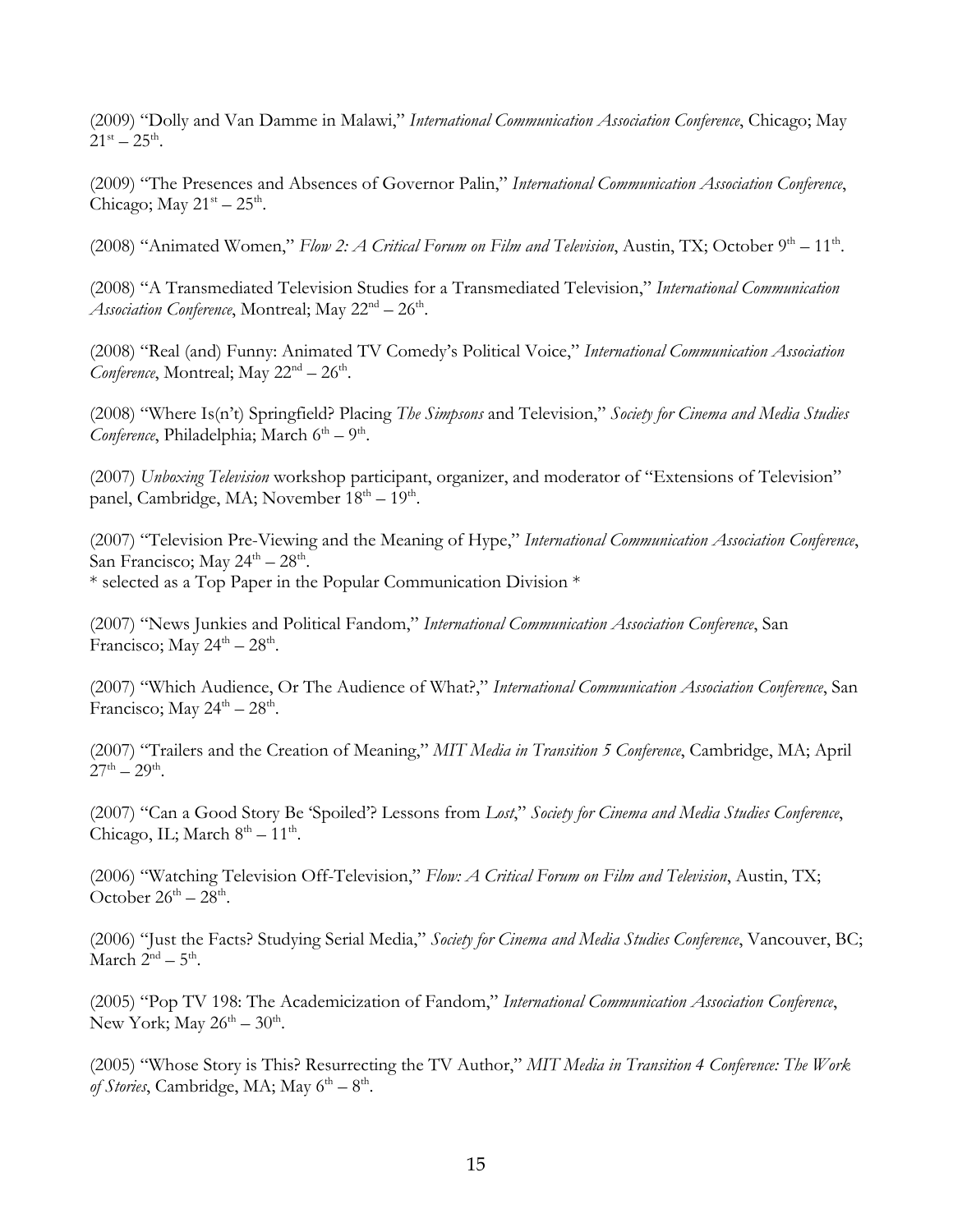(2009) "Dolly and Van Damme in Malawi," *International Communication Association Conference*, Chicago; May 21st – 25th.

(2009) "The Presences and Absences of Governor Palin," *International Communication Association Conference*, Chicago; May 21st – 25th.

(2008) "Animated Women," *Flow 2: A Critical Forum on Film and Television*, Austin, TX; October 9th – 11th.

(2008) "A Transmediated Television Studies for a Transmediated Television," *International Communication Association Conference*, Montreal; May 22nd – 26th.

(2008) "Real (and) Funny: Animated TV Comedy's Political Voice," *International Communication Association Conference*, Montreal; May 22nd – 26th.

(2008) "Where Is(n't) Springfield? Placing *The Simpsons* and Television," *Society for Cinema and Media Studies Conference*, Philadelphia; March 6th – 9th.

(2007) *Unboxing Television* workshop participant, organizer, and moderator of "Extensions of Television" panel, Cambridge, MA; November 18th – 19th.

(2007) "Television Pre-Viewing and the Meaning of Hype," *International Communication Association Conference*, San Francisco; May 24th – 28th.
* selected as a Top Paper in the Popular Communication Division *

(2007) "News Junkies and Political Fandom," *International Communication Association Conference*, San Francisco; May 24th – 28th.

(2007) "Which Audience, Or The Audience of What?," *International Communication Association Conference*, San Francisco; May 24th – 28th.

(2007) "Trailers and the Creation of Meaning," *MIT Media in Transition 5 Conference*, Cambridge, MA; April 27th – 29th.

(2007) "Can a Good Story Be 'Spoiled'? Lessons from *Lost*," *Society for Cinema and Media Studies Conference*, Chicago, IL; March 8th – 11th.

(2006) "Watching Television Off-Television," *Flow: A Critical Forum on Film and Television*, Austin, TX; October 26th – 28th.

(2006) "Just the Facts? Studying Serial Media," *Society for Cinema and Media Studies Conference*, Vancouver, BC; March 2nd – 5th.

(2005) "Pop TV 198: The Academicization of Fandom," *International Communication Association Conference*, New York; May 26th – 30th.

(2005) "Whose Story is This? Resurrecting the TV Author," *MIT Media in Transition 4 Conference: The Work of Stories*, Cambridge, MA; May 6th – 8th.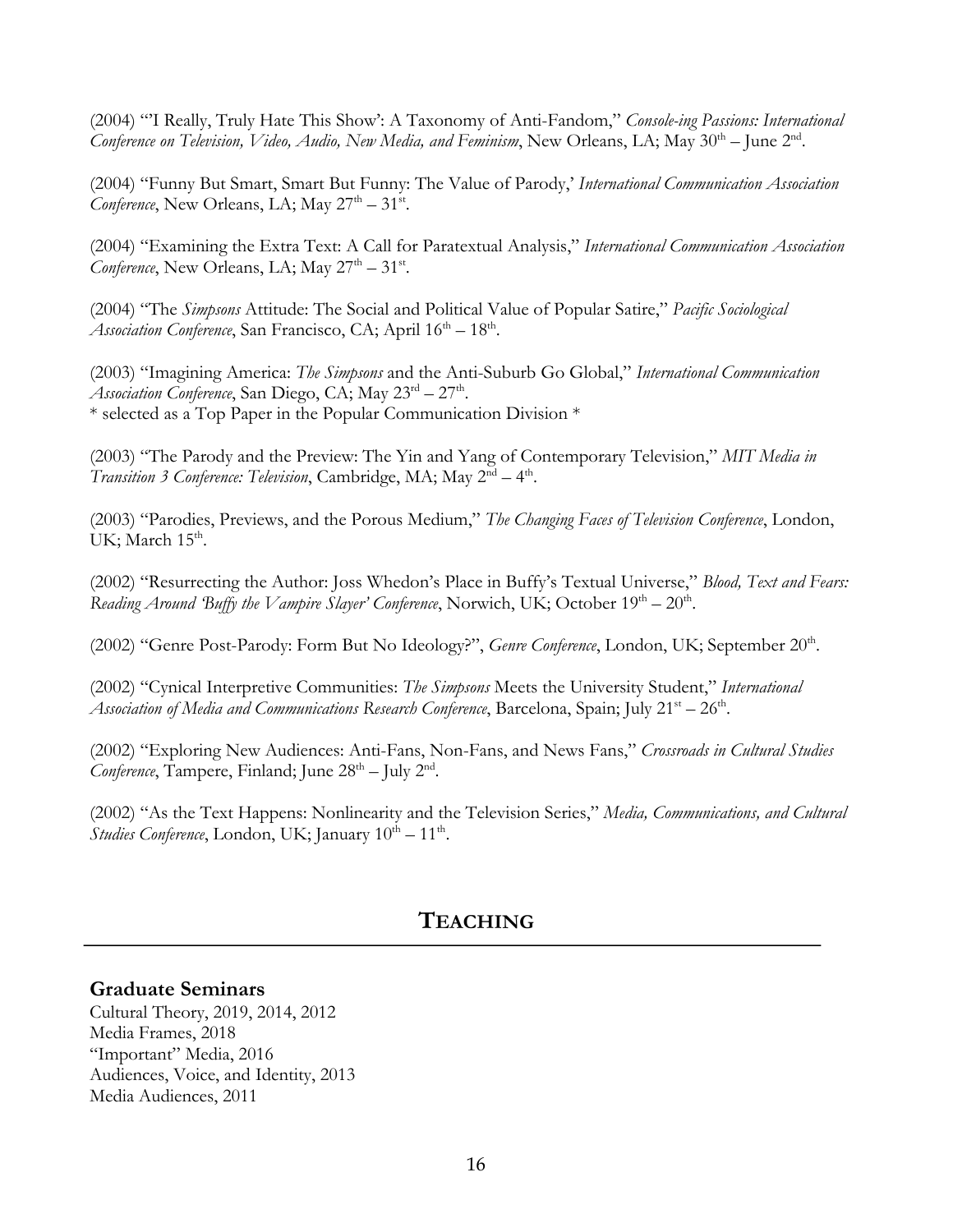(2004) "'I Really, Truly Hate This Show': A Taxonomy of Anti-Fandom," *Console-ing Passions: International Conference on Television, Video, Audio, New Media, and Feminism*, New Orleans, LA; May 30th – June 2nd.

(2004) "Funny But Smart, Smart But Funny: The Value of Parody,' *International Communication Association Conference*, New Orleans, LA; May 27th – 31st.

(2004) "Examining the Extra Text: A Call for Paratextual Analysis," *International Communication Association Conference*, New Orleans, LA; May 27th – 31st.

(2004) "The *Simpsons* Attitude: The Social and Political Value of Popular Satire," *Pacific Sociological Association Conference*, San Francisco, CA; April 16th – 18th.

(2003) "Imagining America: *The Simpsons* and the Anti-Suburb Go Global," *International Communication Association Conference*, San Diego, CA; May 23rd – 27th.
* selected as a Top Paper in the Popular Communication Division *

(2003) "The Parody and the Preview: The Yin and Yang of Contemporary Television," *MIT Media in Transition 3 Conference: Television*, Cambridge, MA; May 2nd – 4th.

(2003) "Parodies, Previews, and the Porous Medium," *The Changing Faces of Television Conference*, London, UK; March 15th.

(2002) "Resurrecting the Author: Joss Whedon's Place in Buffy's Textual Universe," *Blood, Text and Fears: Reading Around 'Buffy the Vampire Slayer' Conference*, Norwich, UK; October 19th – 20th.

(2002) "Genre Post-Parody: Form But No Ideology?", *Genre Conference*, London, UK; September 20th.

(2002) "Cynical Interpretive Communities: *The Simpsons* Meets the University Student," *International Association of Media and Communications Research Conference*, Barcelona, Spain; July 21st – 26th.

(2002) "Exploring New Audiences: Anti-Fans, Non-Fans, and News Fans," *Crossroads in Cultural Studies Conference*, Tampere, Finland; June 28th – July 2nd.

(2002) "As the Text Happens: Nonlinearity and the Television Series," *Media, Communications, and Cultural Studies Conference*, London, UK; January 10th – 11th.

## TEACHING

### Graduate Seminars

Cultural Theory, 2019, 2014, 2012
Media Frames, 2018
"Important" Media, 2016
Audiences, Voice, and Identity, 2013
Media Audiences, 2011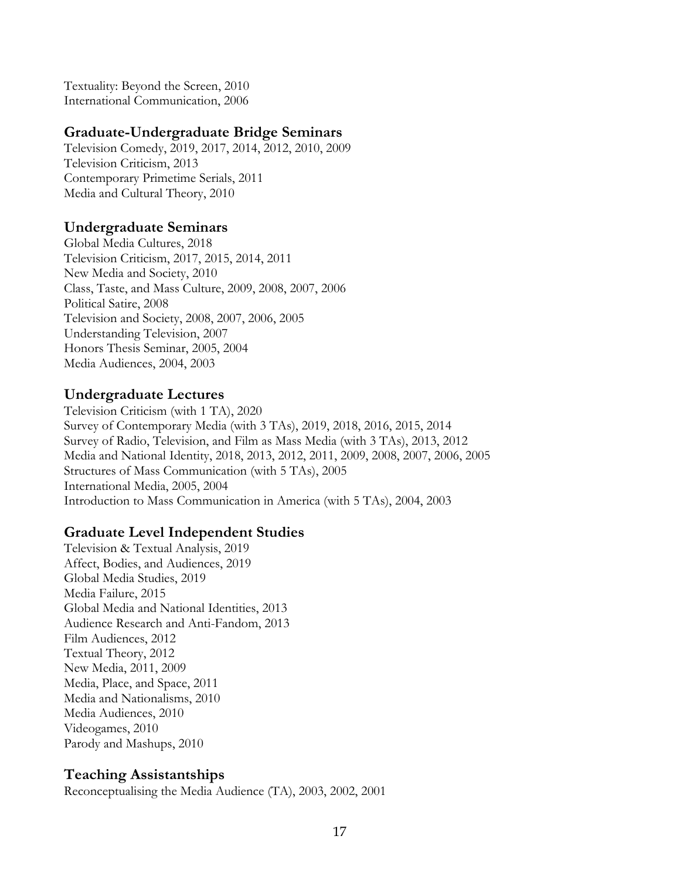Textuality: Beyond the Screen, 2010
International Communication, 2006

## Graduate-Undergraduate Bridge Seminars

Television Comedy, 2019, 2017, 2014, 2012, 2010, 2009
Television Criticism, 2013
Contemporary Primetime Serials, 2011
Media and Cultural Theory, 2010

## Undergraduate Seminars

Global Media Cultures, 2018
Television Criticism, 2017, 2015, 2014, 2011
New Media and Society, 2010
Class, Taste, and Mass Culture, 2009, 2008, 2007, 2006
Political Satire, 2008
Television and Society, 2008, 2007, 2006, 2005
Understanding Television, 2007
Honors Thesis Seminar, 2005, 2004
Media Audiences, 2004, 2003

## Undergraduate Lectures

Television Criticism (with 1 TA), 2020
Survey of Contemporary Media (with 3 TAs), 2019, 2018, 2016, 2015, 2014
Survey of Radio, Television, and Film as Mass Media (with 3 TAs), 2013, 2012
Media and National Identity, 2018, 2013, 2012, 2011, 2009, 2008, 2007, 2006, 2005
Structures of Mass Communication (with 5 TAs), 2005
International Media, 2005, 2004
Introduction to Mass Communication in America (with 5 TAs), 2004, 2003

## Graduate Level Independent Studies

Television & Textual Analysis, 2019
Affect, Bodies, and Audiences, 2019
Global Media Studies, 2019
Media Failure, 2015
Global Media and National Identities, 2013
Audience Research and Anti-Fandom, 2013
Film Audiences, 2012
Textual Theory, 2012
New Media, 2011, 2009
Media, Place, and Space, 2011
Media and Nationalisms, 2010
Media Audiences, 2010
Videogames, 2010
Parody and Mashups, 2010

## Teaching Assistantships

Reconceptualising the Media Audience (TA), 2003, 2002, 2001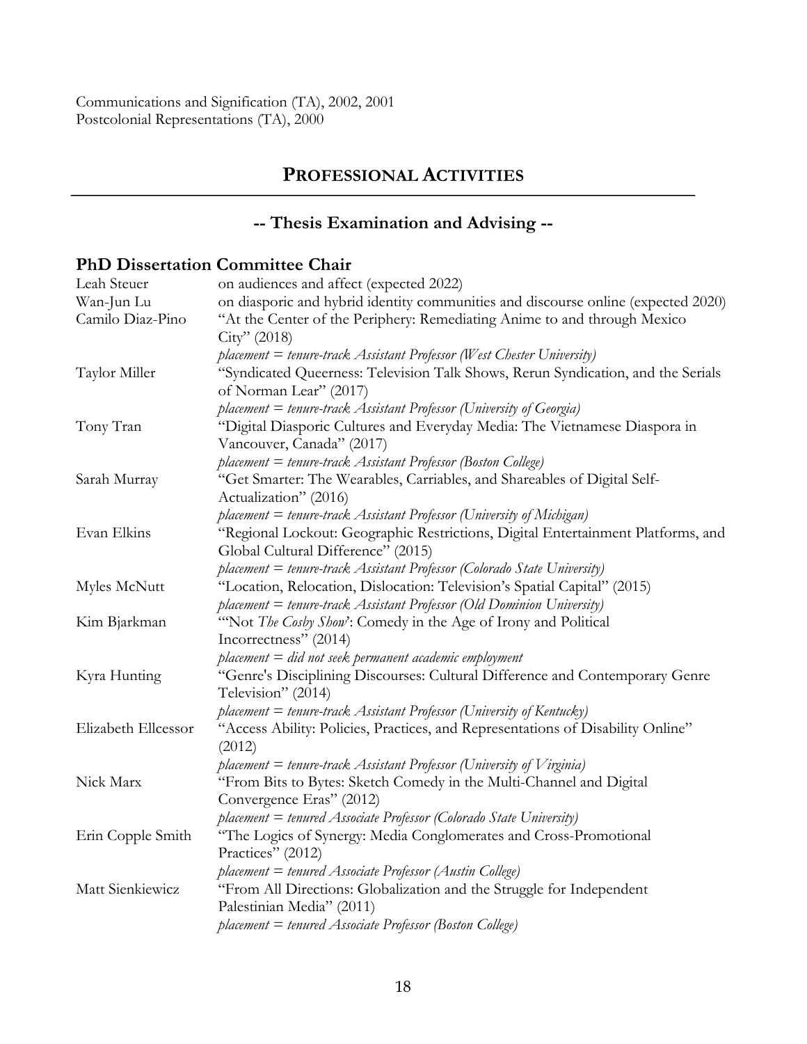Communications and Signification (TA), 2002, 2001
Postcolonial Representations (TA), 2000

## PROFESSIONAL ACTIVITIES

### -- Thesis Examination and Advising --

#### PhD Dissertation Committee Chair

| | |
|---|---|
| Leah Steuer | on audiences and affect (expected 2022) |
| Wan-Jun Lu | on diasporic and hybrid identity communities and discourse online (expected 2020) |
| Camilo Diaz-Pino | "At the Center of the Periphery: Remediating Anime to and through Mexico City" (2018)<br>*placement = tenure-track Assistant Professor (West Chester University)* |
| Taylor Miller | "Syndicated Queerness: Television Talk Shows, Rerun Syndication, and the Serials of Norman Lear" (2017)<br>*placement = tenure-track Assistant Professor (University of Georgia)* |
| Tony Tran | "Digital Diasporic Cultures and Everyday Media: The Vietnamese Diaspora in Vancouver, Canada" (2017)<br>*placement = tenure-track Assistant Professor (Boston College)* |
| Sarah Murray | "Get Smarter: The Wearables, Carriables, and Shareables of Digital Self-Actualization" (2016)<br>*placement = tenure-track Assistant Professor (University of Michigan)* |
| Evan Elkins | "Regional Lockout: Geographic Restrictions, Digital Entertainment Platforms, and Global Cultural Difference" (2015)<br>*placement = tenure-track Assistant Professor (Colorado State University)* |
| Myles McNutt | "Location, Relocation, Dislocation: Television's Spatial Capital" (2015)<br>*placement = tenure-track Assistant Professor (Old Dominion University)* |
| Kim Bjarkman | "'Not *The Cosby Show*': Comedy in the Age of Irony and Political Incorrectness" (2014)<br>*placement = did not seek permanent academic employment* |
| Kyra Hunting | "Genre's Disciplining Discourses: Cultural Difference and Contemporary Genre Television" (2014)<br>*placement = tenure-track Assistant Professor (University of Kentucky)* |
| Elizabeth Ellcessor | "Access Ability: Policies, Practices, and Representations of Disability Online" (2012)<br>*placement = tenure-track Assistant Professor (University of Virginia)* |
| Nick Marx | "From Bits to Bytes: Sketch Comedy in the Multi-Channel and Digital Convergence Eras" (2012)<br>*placement = tenured Associate Professor (Colorado State University)* |
| Erin Copple Smith | "The Logics of Synergy: Media Conglomerates and Cross-Promotional Practices" (2012)<br>*placement = tenured Associate Professor (Austin College)* |
| Matt Sienkiewicz | "From All Directions: Globalization and the Struggle for Independent Palestinian Media" (2011)<br>*placement = tenured Associate Professor (Boston College)* |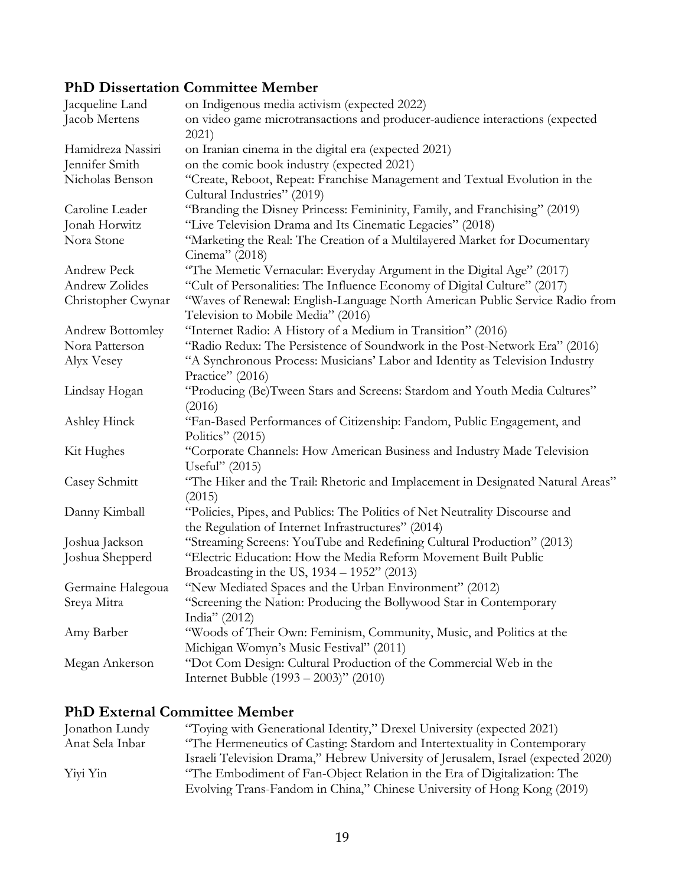## PhD Dissertation Committee Member

Jacqueline Land — on Indigenous media activism (expected 2022)

Jacob Mertens — on video game microtransactions and producer-audience interactions (expected 2021)

Hamidreza Nassiri — on Iranian cinema in the digital era (expected 2021)

Jennifer Smith — on the comic book industry (expected 2021)

Nicholas Benson — "Create, Reboot, Repeat: Franchise Management and Textual Evolution in the Cultural Industries" (2019)

Caroline Leader — "Branding the Disney Princess: Femininity, Family, and Franchising" (2019)

Jonah Horwitz — "Live Television Drama and Its Cinematic Legacies" (2018)

Nora Stone — "Marketing the Real: The Creation of a Multilayered Market for Documentary Cinema" (2018)

Andrew Peck — "The Memetic Vernacular: Everyday Argument in the Digital Age" (2017)

Andrew Zolides — "Cult of Personalities: The Influence Economy of Digital Culture" (2017)

Christopher Cwynar — "Waves of Renewal: English-Language North American Public Service Radio from Television to Mobile Media" (2016)

Andrew Bottomley — "Internet Radio: A History of a Medium in Transition" (2016)

Nora Patterson — "Radio Redux: The Persistence of Soundwork in the Post-Network Era" (2016)

Alyx Vesey — "A Synchronous Process: Musicians' Labor and Identity as Television Industry Practice" (2016)

Lindsay Hogan — "Producing (Be)Tween Stars and Screens: Stardom and Youth Media Cultures" (2016)

Ashley Hinck — "Fan-Based Performances of Citizenship: Fandom, Public Engagement, and Politics" (2015)

Kit Hughes — "Corporate Channels: How American Business and Industry Made Television Useful" (2015)

Casey Schmitt — "The Hiker and the Trail: Rhetoric and Implacement in Designated Natural Areas" (2015)

Danny Kimball — "Policies, Pipes, and Publics: The Politics of Net Neutrality Discourse and the Regulation of Internet Infrastructures" (2014)

Joshua Jackson — "Streaming Screens: YouTube and Redefining Cultural Production" (2013)

Joshua Shepperd — "Electric Education: How the Media Reform Movement Built Public Broadcasting in the US, 1934 – 1952" (2013)

Germaine Halegoua — "New Mediated Spaces and the Urban Environment" (2012)

Sreya Mitra — "Screening the Nation: Producing the Bollywood Star in Contemporary India" (2012)

Amy Barber — "Woods of Their Own: Feminism, Community, Music, and Politics at the Michigan Womyn's Music Festival" (2011)

Megan Ankerson — "Dot Com Design: Cultural Production of the Commercial Web in the Internet Bubble (1993 – 2003)" (2010)

## PhD External Committee Member

Jonathon Lundy — "Toying with Generational Identity," Drexel University (expected 2021)

Anat Sela Inbar — "The Hermeneutics of Casting: Stardom and Intertextuality in Contemporary Israeli Television Drama," Hebrew University of Jerusalem, Israel (expected 2020)

Yiyi Yin — "The Embodiment of Fan-Object Relation in the Era of Digitalization: The Evolving Trans-Fandom in China," Chinese University of Hong Kong (2019)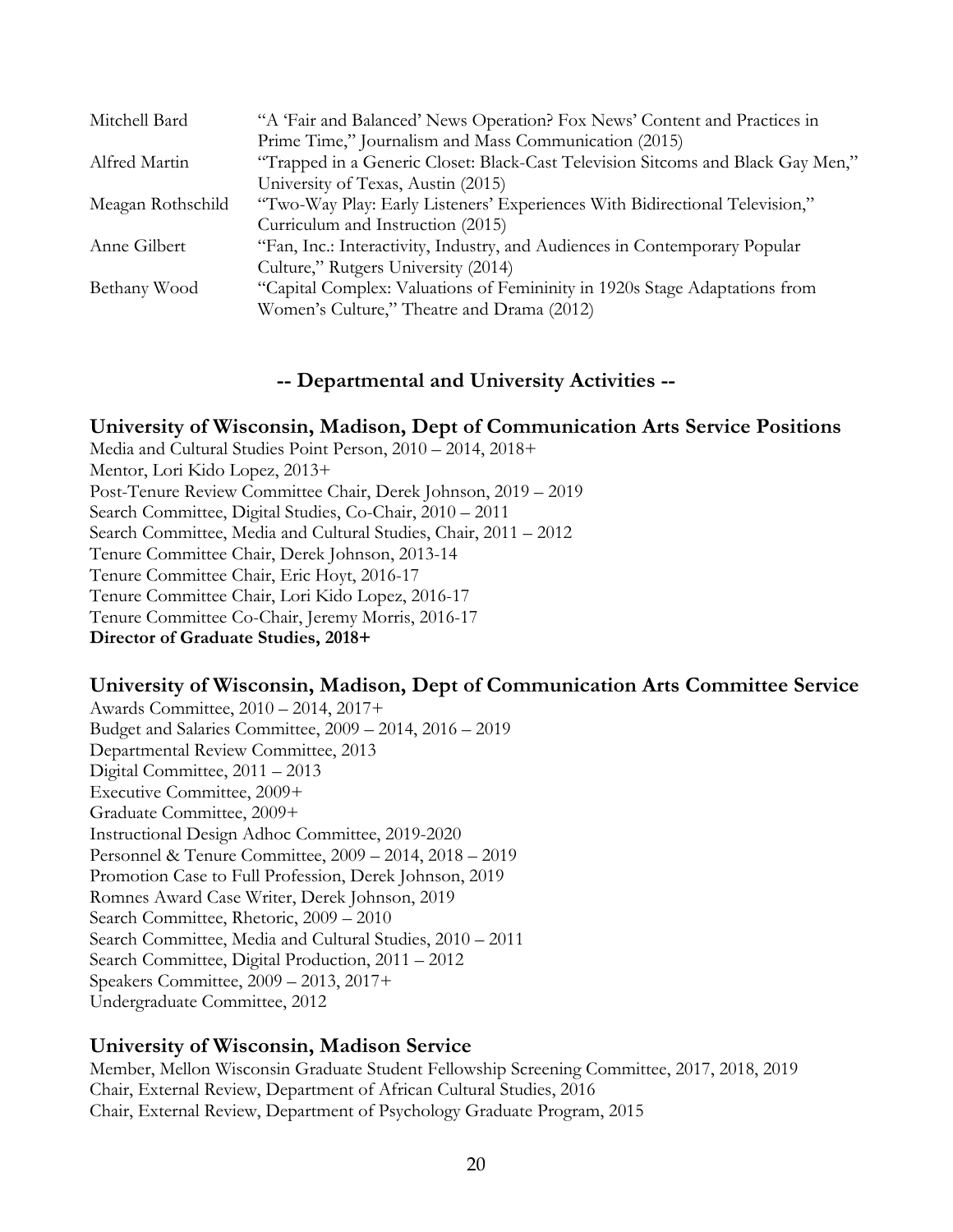| | |
|---|---|
| Mitchell Bard | "A 'Fair and Balanced' News Operation? Fox News' Content and Practices in Prime Time," Journalism and Mass Communication (2015) |
| Alfred Martin | "Trapped in a Generic Closet: Black-Cast Television Sitcoms and Black Gay Men," University of Texas, Austin (2015) |
| Meagan Rothschild | "Two-Way Play: Early Listeners' Experiences With Bidirectional Television," Curriculum and Instruction (2015) |
| Anne Gilbert | "Fan, Inc.: Interactivity, Industry, and Audiences in Contemporary Popular Culture," Rutgers University (2014) |
| Bethany Wood | "Capital Complex: Valuations of Femininity in 1920s Stage Adaptations from Women's Culture," Theatre and Drama (2012) |

## -- Departmental and University Activities --

### University of Wisconsin, Madison, Dept of Communication Arts Service Positions

Media and Cultural Studies Point Person, 2010 – 2014, 2018+
Mentor, Lori Kido Lopez, 2013+
Post-Tenure Review Committee Chair, Derek Johnson, 2019 – 2019
Search Committee, Digital Studies, Co-Chair, 2010 – 2011
Search Committee, Media and Cultural Studies, Chair, 2011 – 2012
Tenure Committee Chair, Derek Johnson, 2013-14
Tenure Committee Chair, Eric Hoyt, 2016-17
Tenure Committee Chair, Lori Kido Lopez, 2016-17
Tenure Committee Co-Chair, Jeremy Morris, 2016-17
**Director of Graduate Studies, 2018+**

### University of Wisconsin, Madison, Dept of Communication Arts Committee Service

Awards Committee, 2010 – 2014, 2017+
Budget and Salaries Committee, 2009 – 2014, 2016 – 2019
Departmental Review Committee, 2013
Digital Committee, 2011 – 2013
Executive Committee, 2009+
Graduate Committee, 2009+
Instructional Design Adhoc Committee, 2019-2020
Personnel & Tenure Committee, 2009 – 2014, 2018 – 2019
Promotion Case to Full Profession, Derek Johnson, 2019
Romnes Award Case Writer, Derek Johnson, 2019
Search Committee, Rhetoric, 2009 – 2010
Search Committee, Media and Cultural Studies, 2010 – 2011
Search Committee, Digital Production, 2011 – 2012
Speakers Committee, 2009 – 2013, 2017+
Undergraduate Committee, 2012

### University of Wisconsin, Madison Service

Member, Mellon Wisconsin Graduate Student Fellowship Screening Committee, 2017, 2018, 2019
Chair, External Review, Department of African Cultural Studies, 2016
Chair, External Review, Department of Psychology Graduate Program, 2015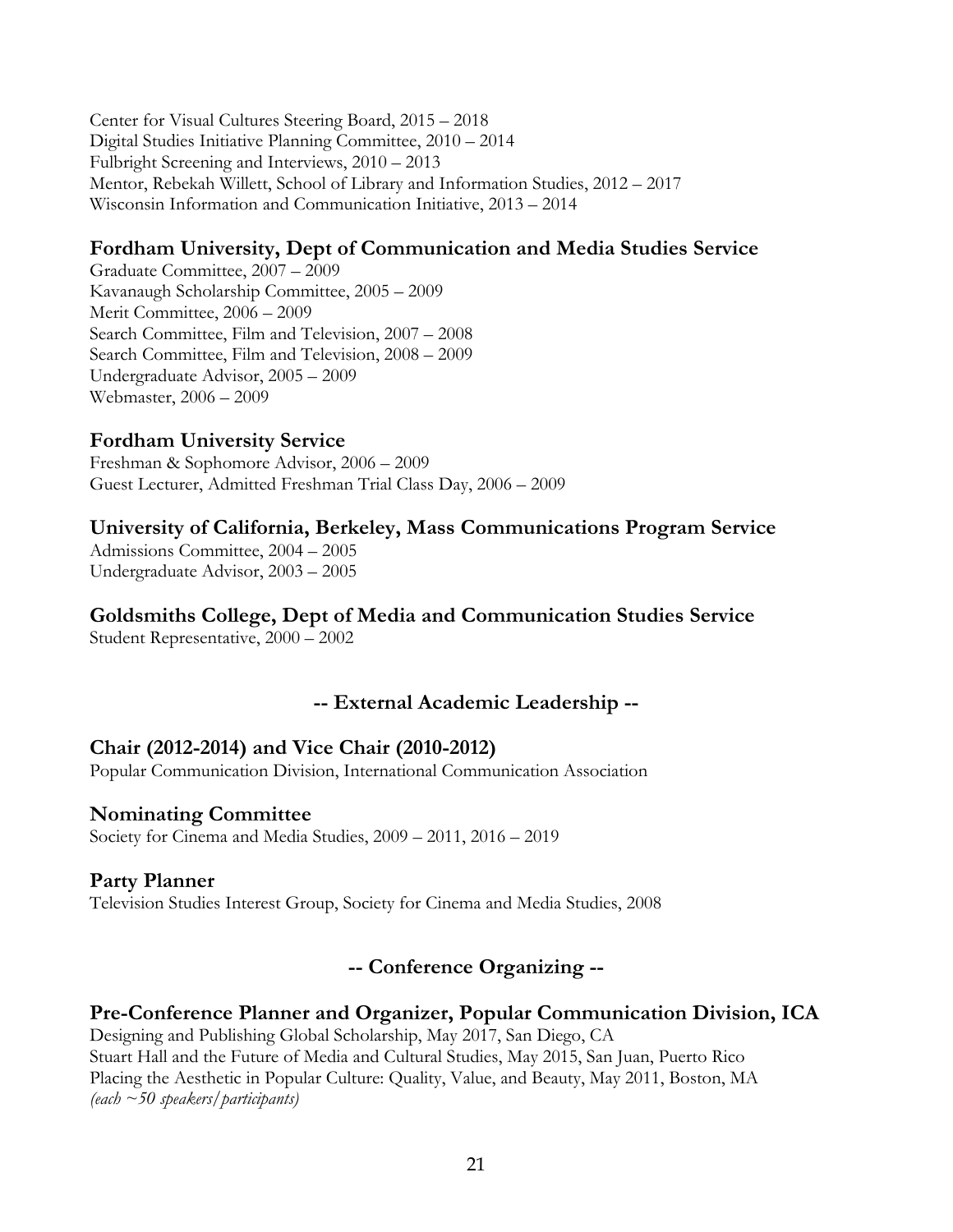Center for Visual Cultures Steering Board, 2015 – 2018
Digital Studies Initiative Planning Committee, 2010 – 2014
Fulbright Screening and Interviews, 2010 – 2013
Mentor, Rebekah Willett, School of Library and Information Studies, 2012 – 2017
Wisconsin Information and Communication Initiative, 2013 – 2014

### Fordham University, Dept of Communication and Media Studies Service

Graduate Committee, 2007 – 2009
Kavanaugh Scholarship Committee, 2005 – 2009
Merit Committee, 2006 – 2009
Search Committee, Film and Television, 2007 – 2008
Search Committee, Film and Television, 2008 – 2009
Undergraduate Advisor, 2005 – 2009
Webmaster, 2006 – 2009

### Fordham University Service

Freshman & Sophomore Advisor, 2006 – 2009
Guest Lecturer, Admitted Freshman Trial Class Day, 2006 – 2009

### University of California, Berkeley, Mass Communications Program Service

Admissions Committee, 2004 – 2005
Undergraduate Advisor, 2003 – 2005

### Goldsmiths College, Dept of Media and Communication Studies Service

Student Representative, 2000 – 2002

## -- External Academic Leadership --

### Chair (2012-2014) and Vice Chair (2010-2012)

Popular Communication Division, International Communication Association

### Nominating Committee

Society for Cinema and Media Studies, 2009 – 2011, 2016 – 2019

### Party Planner

Television Studies Interest Group, Society for Cinema and Media Studies, 2008

## -- Conference Organizing --

### Pre-Conference Planner and Organizer, Popular Communication Division, ICA

Designing and Publishing Global Scholarship, May 2017, San Diego, CA
Stuart Hall and the Future of Media and Cultural Studies, May 2015, San Juan, Puerto Rico
Placing the Aesthetic in Popular Culture: Quality, Value, and Beauty, May 2011, Boston, MA
*(each ~50 speakers/participants)*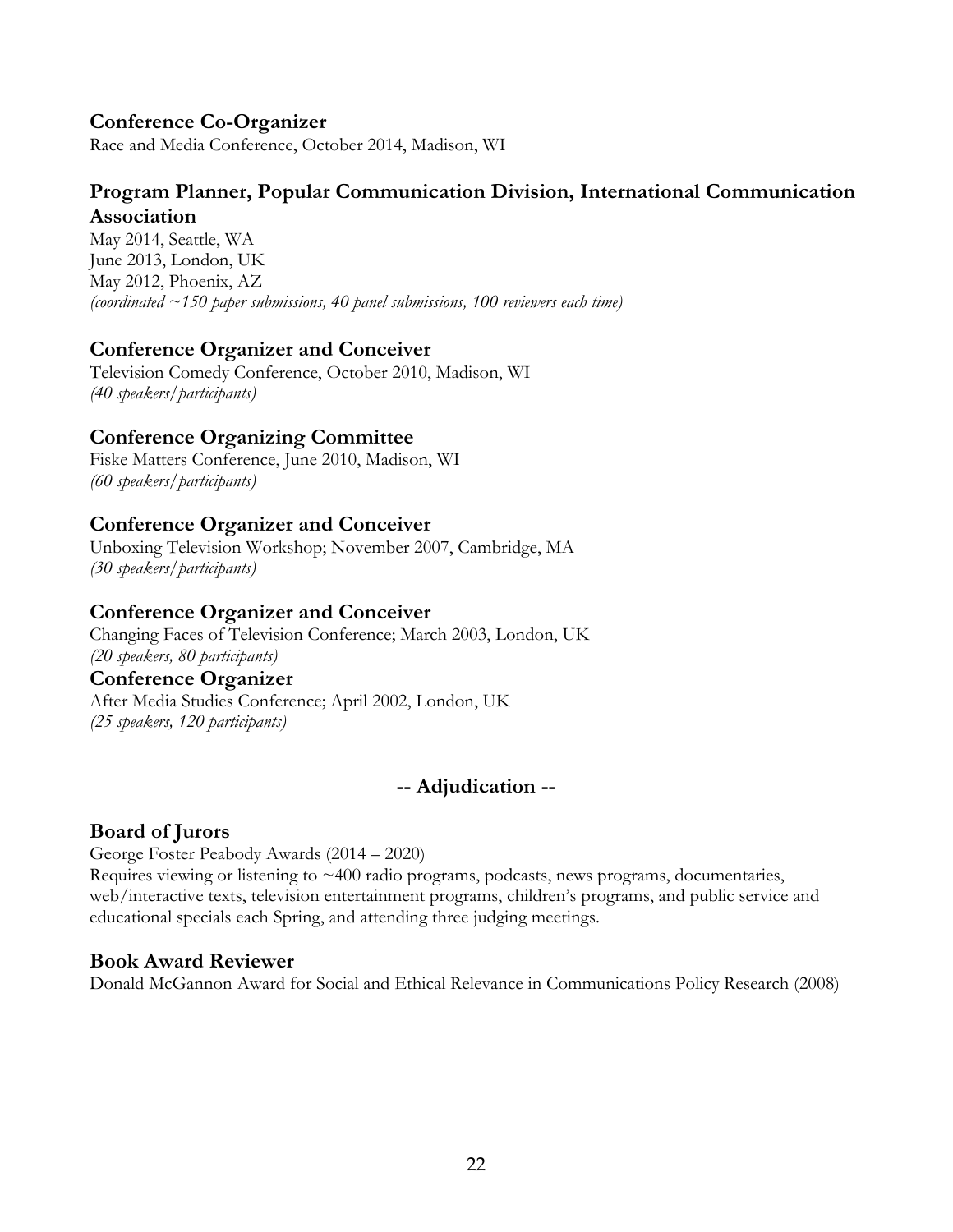### Conference Co-Organizer

Race and Media Conference, October 2014, Madison, WI

### Program Planner, Popular Communication Division, International Communication Association

May 2014, Seattle, WA
June 2013, London, UK
May 2012, Phoenix, AZ
*(coordinated ~150 paper submissions, 40 panel submissions, 100 reviewers each time)*

### Conference Organizer and Conceiver

Television Comedy Conference, October 2010, Madison, WI
*(40 speakers/participants)*

### Conference Organizing Committee

Fiske Matters Conference, June 2010, Madison, WI
*(60 speakers/participants)*

### Conference Organizer and Conceiver

Unboxing Television Workshop; November 2007, Cambridge, MA
*(30 speakers/participants)*

### Conference Organizer and Conceiver

Changing Faces of Television Conference; March 2003, London, UK
*(20 speakers, 80 participants)*

### Conference Organizer

After Media Studies Conference; April 2002, London, UK
*(25 speakers, 120 participants)*

## -- Adjudication --

### Board of Jurors

George Foster Peabody Awards (2014 – 2020)
Requires viewing or listening to ~400 radio programs, podcasts, news programs, documentaries, web/interactive texts, television entertainment programs, children's programs, and public service and educational specials each Spring, and attending three judging meetings.

### Book Award Reviewer

Donald McGannon Award for Social and Ethical Relevance in Communications Policy Research (2008)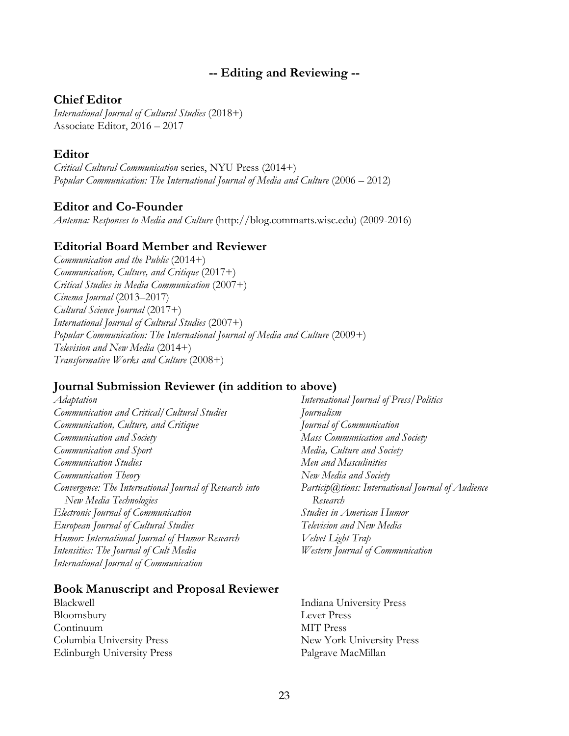## -- Editing and Reviewing --

### Chief Editor

*International Journal of Cultural Studies* (2018+)
Associate Editor, 2016 – 2017

### Editor

*Critical Cultural Communication* series, NYU Press (2014+)
*Popular Communication: The International Journal of Media and Culture* (2006 – 2012)

### Editor and Co-Founder

*Antenna: Responses to Media and Culture* (http://blog.commarts.wisc.edu) (2009-2016)

### Editorial Board Member and Reviewer

*Communication and the Public* (2014+)
*Communication, Culture, and Critique* (2017+)
*Critical Studies in Media Communication* (2007+)
*Cinema Journal* (2013–2017)
*Cultural Science Journal* (2017+)
*International Journal of Cultural Studies* (2007+)
*Popular Communication: The International Journal of Media and Culture* (2009+)
*Television and New Media* (2014+)
*Transformative Works and Culture* (2008+)

### Journal Submission Reviewer (in addition to above)

*Adaptation*
*Communication and Critical/Cultural Studies*
*Communication, Culture, and Critique*
*Communication and Society*
*Communication and Sport*
*Communication Studies*
*Communication Theory*
*Convergence: The International Journal of Research into New Media Technologies*
*Electronic Journal of Communication*
*European Journal of Cultural Studies*
*Humor: International Journal of Humor Research*
*Intensities: The Journal of Cult Media*
*International Journal of Communication*
*International Journal of Press/Politics*
*Journalism*
*Journal of Communication*
*Mass Communication and Society*
*Media, Culture and Society*
*Men and Masculinities*
*New Media and Society*
*Particip@tions: International Journal of Audience Research*
*Studies in American Humor*
*Television and New Media*
*Velvet Light Trap*
*Western Journal of Communication*

### Book Manuscript and Proposal Reviewer

Blackwell
Bloomsbury
Continuum
Columbia University Press
Edinburgh University Press
Indiana University Press
Lever Press
MIT Press
New York University Press
Palgrave MacMillan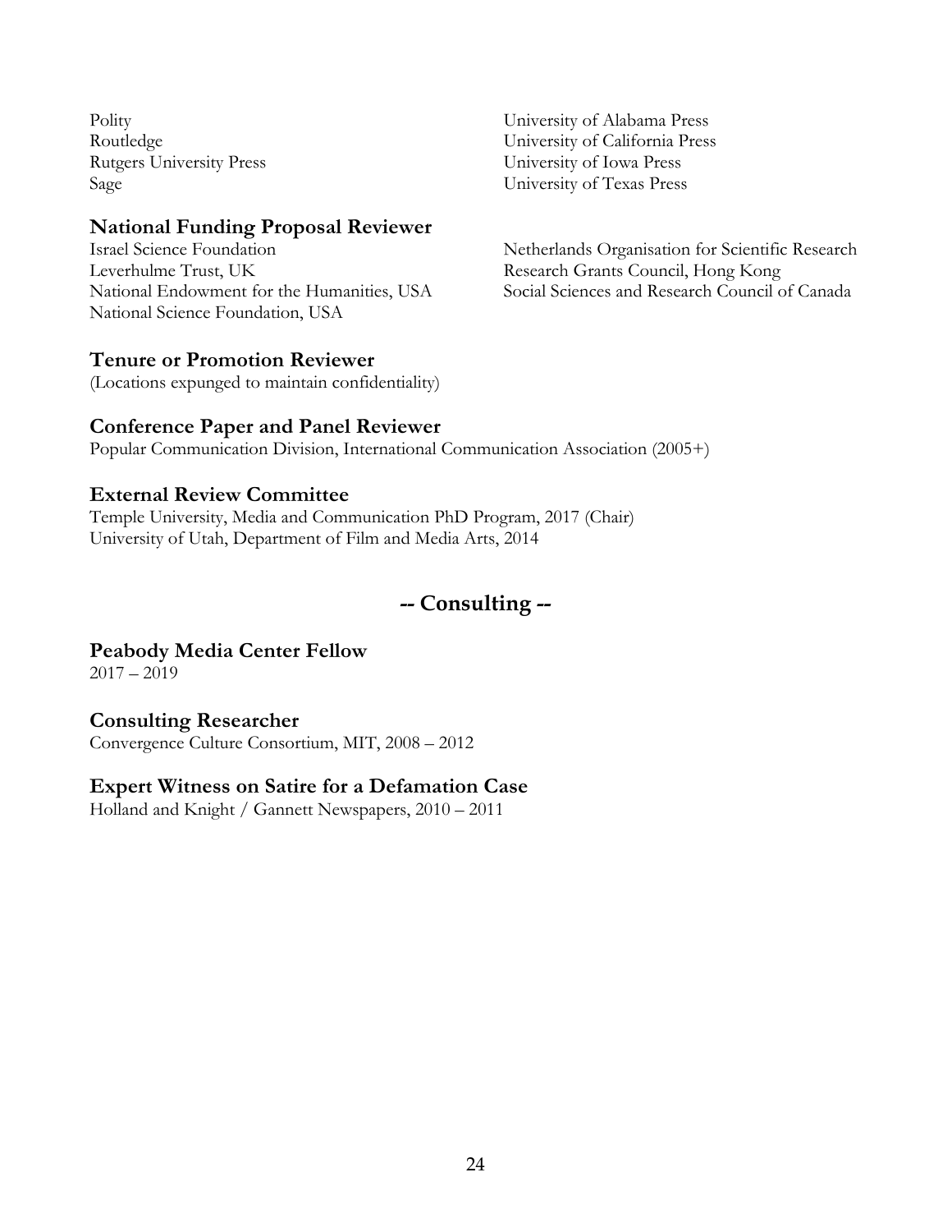Polity
Routledge
Rutgers University Press
Sage
University of Alabama Press
University of California Press
University of Iowa Press
University of Texas Press

### National Funding Proposal Reviewer

Israel Science Foundation
Leverhulme Trust, UK
National Endowment for the Humanities, USA
National Science Foundation, USA
Netherlands Organisation for Scientific Research
Research Grants Council, Hong Kong
Social Sciences and Research Council of Canada

### Tenure or Promotion Reviewer

(Locations expunged to maintain confidentiality)

### Conference Paper and Panel Reviewer

Popular Communication Division, International Communication Association (2005+)

### External Review Committee

Temple University, Media and Communication PhD Program, 2017 (Chair)
University of Utah, Department of Film and Media Arts, 2014

## -- Consulting --

### Peabody Media Center Fellow

2017 – 2019

### Consulting Researcher

Convergence Culture Consortium, MIT, 2008 – 2012

### Expert Witness on Satire for a Defamation Case

Holland and Knight / Gannett Newspapers, 2010 – 2011